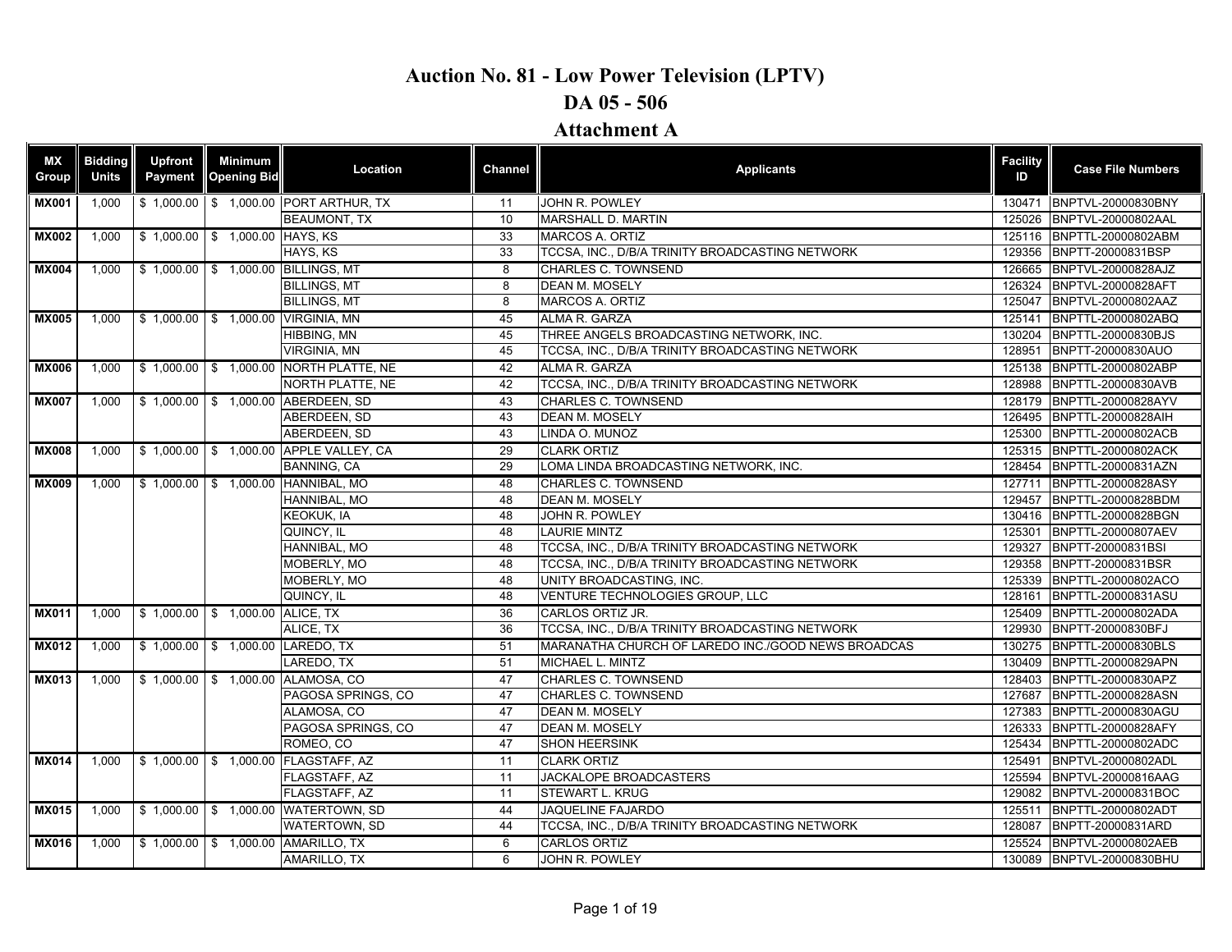# Auction No. 81 - Low Power Television (LPTV)

## DA 05 - 506

## Attachment A

| MX Group | Bidding Units | Upfront Payment | Minimum Opening Bid | Location | Channel | Applicants | Facility ID | Case File Numbers |
|---|---|---|---|---|---|---|---|---|
| **MX001** | 1,000 | $ 1,000.00 | $ 1,000.00 | PORT ARTHUR, TX | 11 | JOHN R. POWLEY | 130471 | BNPTVL-20000830BNY |
| | | | | BEAUMONT, TX | 10 | MARSHALL D. MARTIN | 125026 | BNPTVL-20000802AAL |
| **MX002** | 1,000 | $ 1,000.00 | $ 1,000.00 | HAYS, KS | 33 | MARCOS A. ORTIZ | 125116 | BNPTTL-20000802ABM |
| | | | | HAYS, KS | 33 | TCCSA, INC., D/B/A TRINITY BROADCASTING NETWORK | 129356 | BNPTT-20000831BSP |
| **MX004** | 1,000 | $ 1,000.00 | $ 1,000.00 | BILLINGS, MT | 8 | CHARLES C. TOWNSEND | 126665 | BNPTVL-20000828AJZ |
| | | | | BILLINGS, MT | 8 | DEAN M. MOSELY | 126324 | BNPTVL-20000828AFT |
| | | | | BILLINGS, MT | 8 | MARCOS A. ORTIZ | 125047 | BNPTVL-20000802AAZ |
| **MX005** | 1,000 | $ 1,000.00 | $ 1,000.00 | VIRGINIA, MN | 45 | ALMA R. GARZA | 125141 | BNPTTL-20000802ABQ |
| | | | | HIBBING, MN | 45 | THREE ANGELS BROADCASTING NETWORK, INC. | 130204 | BNPTTL-20000830BJS |
| | | | | VIRGINIA, MN | 45 | TCCSA, INC., D/B/A TRINITY BROADCASTING NETWORK | 128951 | BNPTT-20000830AUO |
| **MX006** | 1,000 | $ 1,000.00 | $ 1,000.00 | NORTH PLATTE, NE | 42 | ALMA R. GARZA | 125138 | BNPTTL-20000802ABP |
| | | | | NORTH PLATTE, NE | 42 | TCCSA, INC., D/B/A TRINITY BROADCASTING NETWORK | 128988 | BNPTTL-20000830AVB |
| **MX007** | 1,000 | $ 1,000.00 | $ 1,000.00 | ABERDEEN, SD | 43 | CHARLES C. TOWNSEND | 128179 | BNPTTL-20000828AYV |
| | | | | ABERDEEN, SD | 43 | DEAN M. MOSELY | 126495 | BNPTTL-20000828AIH |
| | | | | ABERDEEN, SD | 43 | LINDA O. MUNOZ | 125300 | BNPTTL-20000802ACB |
| **MX008** | 1,000 | $ 1,000.00 | $ 1,000.00 | APPLE VALLEY, CA | 29 | CLARK ORTIZ | 125315 | BNPTTL-20000802ACK |
| | | | | BANNING, CA | 29 | LOMA LINDA BROADCASTING NETWORK, INC. | 128454 | BNPTTL-20000831AZN |
| **MX009** | 1,000 | $ 1,000.00 | $ 1,000.00 | HANNIBAL, MO | 48 | CHARLES C. TOWNSEND | 127711 | BNPTTL-20000828ASY |
| | | | | HANNIBAL, MO | 48 | DEAN M. MOSELY | 129457 | BNPTTL-20000828BDM |
| | | | | KEOKUK, IA | 48 | JOHN R. POWLEY | 130416 | BNPTTL-20000828BGN |
| | | | | QUINCY, IL | 48 | LAURIE MINTZ | 125301 | BNPTTL-20000807AEV |
| | | | | HANNIBAL, MO | 48 | TCCSA, INC., D/B/A TRINITY BROADCASTING NETWORK | 129327 | BNPTT-20000831BSI |
| | | | | MOBERLY, MO | 48 | TCCSA, INC., D/B/A TRINITY BROADCASTING NETWORK | 129358 | BNPTT-20000831BSR |
| | | | | MOBERLY, MO | 48 | UNITY BROADCASTING, INC. | 125339 | BNPTTL-20000802ACO |
| | | | | QUINCY, IL | 48 | VENTURE TECHNOLOGIES GROUP, LLC | 128161 | BNPTTL-20000831ASU |
| **MX011** | 1,000 | $ 1,000.00 | $ 1,000.00 | ALICE, TX | 36 | CARLOS ORTIZ JR. | 125409 | BNPTTL-20000802ADA |
| | | | | ALICE, TX | 36 | TCCSA, INC., D/B/A TRINITY BROADCASTING NETWORK | 129930 | BNPTT-20000830BFJ |
| **MX012** | 1,000 | $ 1,000.00 | $ 1,000.00 | LAREDO, TX | 51 | MARANATHA CHURCH OF LAREDO INC./GOOD NEWS BROADCAS | 130275 | BNPTTL-20000830BLS |
| | | | | LAREDO, TX | 51 | MICHAEL L. MINTZ | 130409 | BNPTTL-20000829APN |
| **MX013** | 1,000 | $ 1,000.00 | $ 1,000.00 | ALAMOSA, CO | 47 | CHARLES C. TOWNSEND | 128403 | BNPTTL-20000830APZ |
| | | | | PAGOSA SPRINGS, CO | 47 | CHARLES C. TOWNSEND | 127687 | BNPTTL-20000828ASN |
| | | | | ALAMOSA, CO | 47 | DEAN M. MOSELY | 127383 | BNPTTL-20000830AGU |
| | | | | PAGOSA SPRINGS, CO | 47 | DEAN M. MOSELY | 126333 | BNPTTL-20000828AFY |
| | | | | ROMEO, CO | 47 | SHON HEERSINK | 125434 | BNPTTL-20000802ADC |
| **MX014** | 1,000 | $ 1,000.00 | $ 1,000.00 | FLAGSTAFF, AZ | 11 | CLARK ORTIZ | 125491 | BNPTVL-20000802ADL |
| | | | | FLAGSTAFF, AZ | 11 | JACKALOPE BROADCASTERS | 125594 | BNPTVL-20000816AAG |
| | | | | FLAGSTAFF, AZ | 11 | STEWART L. KRUG | 129082 | BNPTVL-20000831BOC |
| **MX015** | 1,000 | $ 1,000.00 | $ 1,000.00 | WATERTOWN, SD | 44 | JAQUELINE FAJARDO | 125511 | BNPTTL-20000802ADT |
| | | | | WATERTOWN, SD | 44 | TCCSA, INC., D/B/A TRINITY BROADCASTING NETWORK | 128087 | BNPTT-20000831ARD |
| **MX016** | 1,000 | $ 1,000.00 | $ 1,000.00 | AMARILLO, TX | 6 | CARLOS ORTIZ | 125524 | BNPTVL-20000802AEB |
| | | | | AMARILLO, TX | 6 | JOHN R. POWLEY | 130089 | BNPTVL-20000830BHU |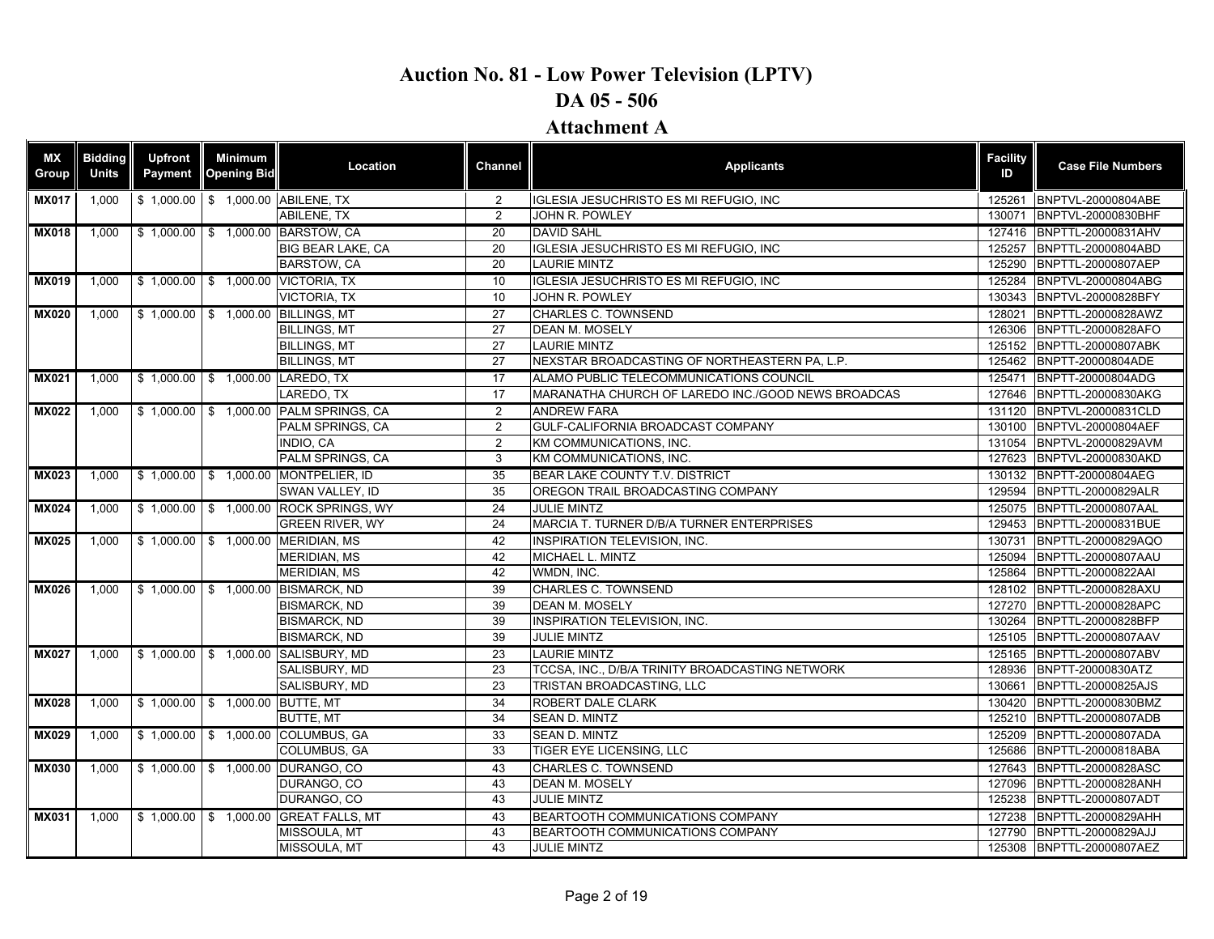# Auction No. 81 - Low Power Television (LPTV)

## DA 05 - 506

## Attachment A

| MX Group | Bidding Units | Upfront Payment | Minimum Opening Bid | Location | Channel | Applicants | Facility ID | Case File Numbers |
|---|---|---|---|---|---|---|---|---|
| MX017 | 1,000 | $ 1,000.00 | $ 1,000.00 | ABILENE, TX | 2 | IGLESIA JESUCHRISTO ES MI REFUGIO, INC | 125261 | BNPTVL-20000804ABE |
| | | | | ABILENE, TX | 2 | JOHN R. POWLEY | 130071 | BNPTVL-20000830BHF |
| MX018 | 1,000 | $ 1,000.00 | $ 1,000.00 | BARSTOW, CA | 20 | DAVID SAHL | 127416 | BNPTTL-20000831AHV |
| | | | | BIG BEAR LAKE, CA | 20 | IGLESIA JESUCHRISTO ES MI REFUGIO, INC | 125257 | BNPTTL-20000804ABD |
| | | | | BARSTOW, CA | 20 | LAURIE MINTZ | 125290 | BNPTTL-20000807AEP |
| MX019 | 1,000 | $ 1,000.00 | $ 1,000.00 | VICTORIA, TX | 10 | IGLESIA JESUCHRISTO ES MI REFUGIO, INC | 125284 | BNPTVL-20000804ABG |
| | | | | VICTORIA, TX | 10 | JOHN R. POWLEY | 130343 | BNPTVL-20000828BFY |
| MX020 | 1,000 | $ 1,000.00 | $ 1,000.00 | BILLINGS, MT | 27 | CHARLES C. TOWNSEND | 128021 | BNPTTL-20000828AWZ |
| | | | | BILLINGS, MT | 27 | DEAN M. MOSELY | 126306 | BNPTTL-20000828AFO |
| | | | | BILLINGS, MT | 27 | LAURIE MINTZ | 125152 | BNPTTL-20000807ABK |
| | | | | BILLINGS, MT | 27 | NEXSTAR BROADCASTING OF NORTHEASTERN PA, L.P. | 125462 | BNPTT-20000804ADE |
| MX021 | 1,000 | $ 1,000.00 | $ 1,000.00 | LAREDO, TX | 17 | ALAMO PUBLIC TELECOMMUNICATIONS COUNCIL | 125471 | BNPTT-20000804ADG |
| | | | | LAREDO, TX | 17 | MARANATHA CHURCH OF LAREDO INC./GOOD NEWS BROADCAS | 127646 | BNPTTL-20000830AKG |
| MX022 | 1,000 | $ 1,000.00 | $ 1,000.00 | PALM SPRINGS, CA | 2 | ANDREW FARA | 131120 | BNPTVL-20000831CLD |
| | | | | PALM SPRINGS, CA | 2 | GULF-CALIFORNIA BROADCAST COMPANY | 130100 | BNPTVL-20000804AEF |
| | | | | INDIO, CA | 2 | KM COMMUNICATIONS, INC. | 131054 | BNPTVL-20000829AVM |
| | | | | PALM SPRINGS, CA | 3 | KM COMMUNICATIONS, INC. | 127623 | BNPTVL-20000830AKD |
| MX023 | 1,000 | $ 1,000.00 | $ 1,000.00 | MONTPELIER, ID | 35 | BEAR LAKE COUNTY T.V. DISTRICT | 130132 | BNPTT-20000804AEG |
| | | | | SWAN VALLEY, ID | 35 | OREGON TRAIL BROADCASTING COMPANY | 129594 | BNPTTL-20000829ALR |
| MX024 | 1,000 | $ 1,000.00 | $ 1,000.00 | ROCK SPRINGS, WY | 24 | JULIE MINTZ | 125075 | BNPTTL-20000807AAL |
| | | | | GREEN RIVER, WY | 24 | MARCIA T. TURNER D/B/A TURNER ENTERPRISES | 129453 | BNPTTL-20000831BUE |
| MX025 | 1,000 | $ 1,000.00 | $ 1,000.00 | MERIDIAN, MS | 42 | INSPIRATION TELEVISION, INC. | 130731 | BNPTTL-20000829AQO |
| | | | | MERIDIAN, MS | 42 | MICHAEL L. MINTZ | 125094 | BNPTTL-20000807AAU |
| | | | | MERIDIAN, MS | 42 | WMDN, INC. | 125864 | BNPTTL-20000822AAI |
| MX026 | 1,000 | $ 1,000.00 | $ 1,000.00 | BISMARCK, ND | 39 | CHARLES C. TOWNSEND | 128102 | BNPTTL-20000828AXU |
| | | | | BISMARCK, ND | 39 | DEAN M. MOSELY | 127270 | BNPTTL-20000828APC |
| | | | | BISMARCK, ND | 39 | INSPIRATION TELEVISION, INC. | 130264 | BNPTTL-20000828BFP |
| | | | | BISMARCK, ND | 39 | JULIE MINTZ | 125105 | BNPTTL-20000807AAV |
| MX027 | 1,000 | $ 1,000.00 | $ 1,000.00 | SALISBURY, MD | 23 | LAURIE MINTZ | 125165 | BNPTTL-20000807ABV |
| | | | | SALISBURY, MD | 23 | TCCSA, INC., D/B/A TRINITY BROADCASTING NETWORK | 128936 | BNPTT-20000830ATZ |
| | | | | SALISBURY, MD | 23 | TRISTAN BROADCASTING, LLC | 130661 | BNPTTL-20000825AJS |
| MX028 | 1,000 | $ 1,000.00 | $ 1,000.00 | BUTTE, MT | 34 | ROBERT DALE CLARK | 130420 | BNPTTL-20000830BMZ |
| | | | | BUTTE, MT | 34 | SEAN D. MINTZ | 125210 | BNPTTL-20000807ADB |
| MX029 | 1,000 | $ 1,000.00 | $ 1,000.00 | COLUMBUS, GA | 33 | SEAN D. MINTZ | 125209 | BNPTTL-20000807ADA |
| | | | | COLUMBUS, GA | 33 | TIGER EYE LICENSING, LLC | 125686 | BNPTTL-20000818ABA |
| MX030 | 1,000 | $ 1,000.00 | $ 1,000.00 | DURANGO, CO | 43 | CHARLES C. TOWNSEND | 127643 | BNPTTL-20000828ASC |
| | | | | DURANGO, CO | 43 | DEAN M. MOSELY | 127096 | BNPTTL-20000828ANH |
| | | | | DURANGO, CO | 43 | JULIE MINTZ | 125238 | BNPTTL-20000807ADT |
| MX031 | 1,000 | $ 1,000.00 | $ 1,000.00 | GREAT FALLS, MT | 43 | BEARTOOTH COMMUNICATIONS COMPANY | 127238 | BNPTTL-20000829AHH |
| | | | | MISSOULA, MT | 43 | BEARTOOTH COMMUNICATIONS COMPANY | 127790 | BNPTTL-20000829AJJ |
| | | | | MISSOULA, MT | 43 | JULIE MINTZ | 125308 | BNPTTL-20000807AEZ |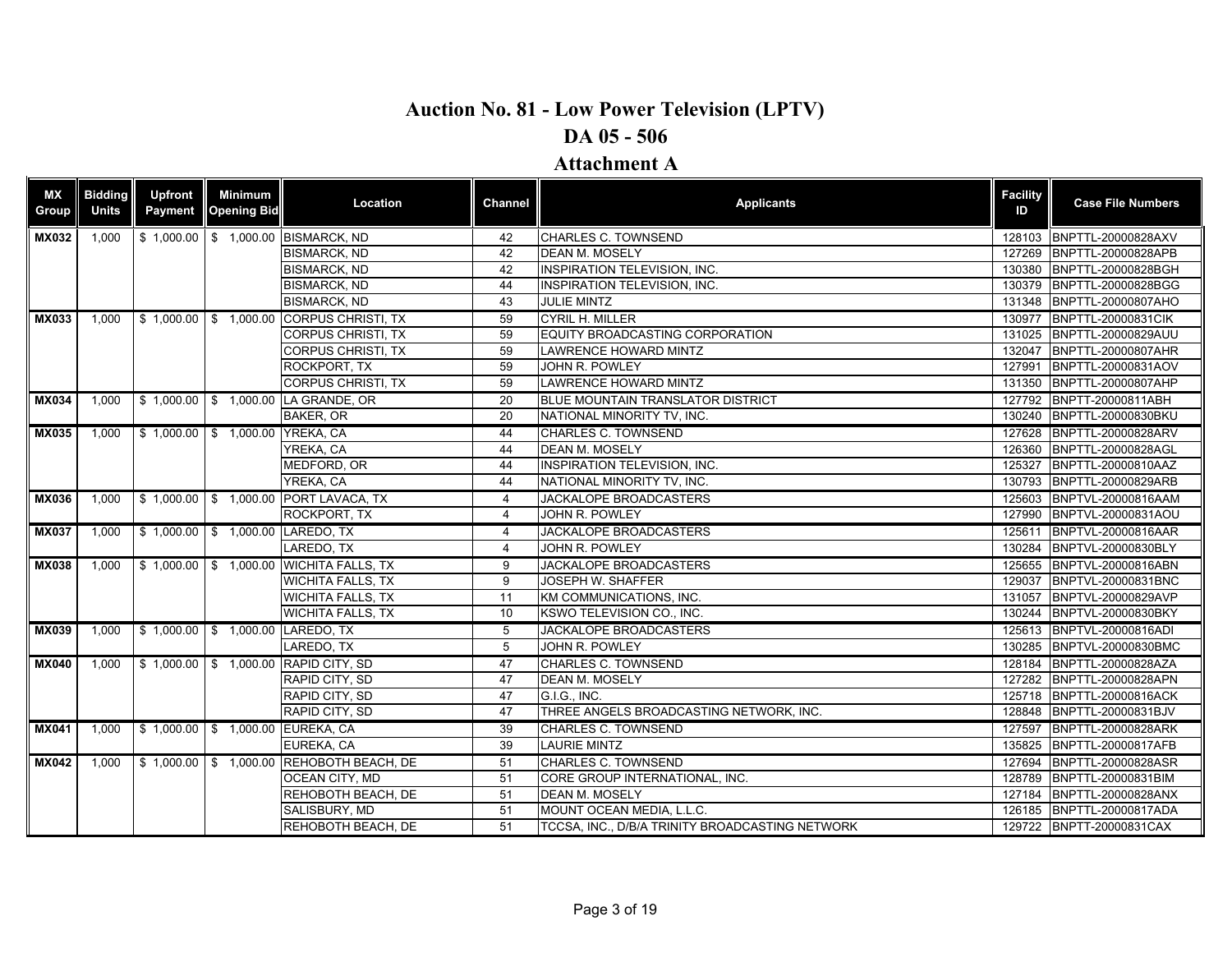# Auction No. 81 - Low Power Television (LPTV)

## DA 05 - 506

## Attachment A

| MX Group | Bidding Units | Upfront Payment | Minimum Opening Bid | Location | Channel | Applicants | Facility ID | Case File Numbers |
|---|---|---|---|---|---|---|---|---|
| **MX032** | 1,000 | $ 1,000.00 | $ 1,000.00 | BISMARCK, ND | 42 | CHARLES C. TOWNSEND | 128103 | BNPTTL-20000828AXV |
| | | | | BISMARCK, ND | 42 | DEAN M. MOSELY | 127269 | BNPTTL-20000828APB |
| | | | | BISMARCK, ND | 42 | INSPIRATION TELEVISION, INC. | 130380 | BNPTTL-20000828BGH |
| | | | | BISMARCK, ND | 44 | INSPIRATION TELEVISION, INC. | 130379 | BNPTTL-20000828BGG |
| | | | | BISMARCK, ND | 43 | JULIE MINTZ | 131348 | BNPTTL-20000807AHO |
| **MX033** | 1,000 | $ 1,000.00 | $ 1,000.00 | CORPUS CHRISTI, TX | 59 | CYRIL H. MILLER | 130977 | BNPTTL-20000831CIK |
| | | | | CORPUS CHRISTI, TX | 59 | EQUITY BROADCASTING CORPORATION | 131025 | BNPTTL-20000829AUU |
| | | | | CORPUS CHRISTI, TX | 59 | LAWRENCE HOWARD MINTZ | 132047 | BNPTTL-20000807AHR |
| | | | | ROCKPORT, TX | 59 | JOHN R. POWLEY | 127991 | BNPTTL-20000831AOV |
| | | | | CORPUS CHRISTI, TX | 59 | LAWRENCE HOWARD MINTZ | 131350 | BNPTTL-20000807AHP |
| **MX034** | 1,000 | $ 1,000.00 | $ 1,000.00 | LA GRANDE, OR | 20 | BLUE MOUNTAIN TRANSLATOR DISTRICT | 127792 | BNPTT-20000811ABH |
| | | | | BAKER, OR | 20 | NATIONAL MINORITY TV, INC. | 130240 | BNPTTL-20000830BKU |
| **MX035** | 1,000 | $ 1,000.00 | $ 1,000.00 | YREKA, CA | 44 | CHARLES C. TOWNSEND | 127628 | BNPTTL-20000828ARV |
| | | | | YREKA, CA | 44 | DEAN M. MOSELY | 126360 | BNPTTL-20000828AGL |
| | | | | MEDFORD, OR | 44 | INSPIRATION TELEVISION, INC. | 125327 | BNPTTL-20000810AAZ |
| | | | | YREKA, CA | 44 | NATIONAL MINORITY TV, INC. | 130793 | BNPTTL-20000829ARB |
| **MX036** | 1,000 | $ 1,000.00 | $ 1,000.00 | PORT LAVACA, TX | 4 | JACKALOPE BROADCASTERS | 125603 | BNPTVL-20000816AAM |
| | | | | ROCKPORT, TX | 4 | JOHN R. POWLEY | 127990 | BNPTVL-20000831AOU |
| **MX037** | 1,000 | $ 1,000.00 | $ 1,000.00 | LAREDO, TX | 4 | JACKALOPE BROADCASTERS | 125611 | BNPTVL-20000816AAR |
| | | | | LAREDO, TX | 4 | JOHN R. POWLEY | 130284 | BNPTVL-20000830BLY |
| **MX038** | 1,000 | $ 1,000.00 | $ 1,000.00 | WICHITA FALLS, TX | 9 | JACKALOPE BROADCASTERS | 125655 | BNPTVL-20000816ABN |
| | | | | WICHITA FALLS, TX | 9 | JOSEPH W. SHAFFER | 129037 | BNPTVL-20000831BNC |
| | | | | WICHITA FALLS, TX | 11 | KM COMMUNICATIONS, INC. | 131057 | BNPTVL-20000829AVP |
| | | | | WICHITA FALLS, TX | 10 | KSWO TELEVISION CO., INC. | 130244 | BNPTVL-20000830BKY |
| **MX039** | 1,000 | $ 1,000.00 | $ 1,000.00 | LAREDO, TX | 5 | JACKALOPE BROADCASTERS | 125613 | BNPTVL-20000816ADI |
| | | | | LAREDO, TX | 5 | JOHN R. POWLEY | 130285 | BNPTVL-20000830BMC |
| **MX040** | 1,000 | $ 1,000.00 | $ 1,000.00 | RAPID CITY, SD | 47 | CHARLES C. TOWNSEND | 128184 | BNPTTL-20000828AZA |
| | | | | RAPID CITY, SD | 47 | DEAN M. MOSELY | 127282 | BNPTTL-20000828APN |
| | | | | RAPID CITY, SD | 47 | G.I.G., INC. | 125718 | BNPTTL-20000816ACK |
| | | | | RAPID CITY, SD | 47 | THREE ANGELS BROADCASTING NETWORK, INC. | 128848 | BNPTTL-20000831BJV |
| **MX041** | 1,000 | $ 1,000.00 | $ 1,000.00 | EUREKA, CA | 39 | CHARLES C. TOWNSEND | 127597 | BNPTTL-20000828ARK |
| | | | | EUREKA, CA | 39 | LAURIE MINTZ | 135825 | BNPTTL-20000817AFB |
| **MX042** | 1,000 | $ 1,000.00 | $ 1,000.00 | REHOBOTH BEACH, DE | 51 | CHARLES C. TOWNSEND | 127694 | BNPTTL-20000828ASR |
| | | | | OCEAN CITY, MD | 51 | CORE GROUP INTERNATIONAL, INC. | 128789 | BNPTTL-20000831BIM |
| | | | | REHOBOTH BEACH, DE | 51 | DEAN M. MOSELY | 127184 | BNPTTL-20000828ANX |
| | | | | SALISBURY, MD | 51 | MOUNT OCEAN MEDIA, L.L.C. | 126185 | BNPTTL-20000817ADA |
| | | | | REHOBOTH BEACH, DE | 51 | TCCSA, INC., D/B/A TRINITY BROADCASTING NETWORK | 129722 | BNPTT-20000831CAX |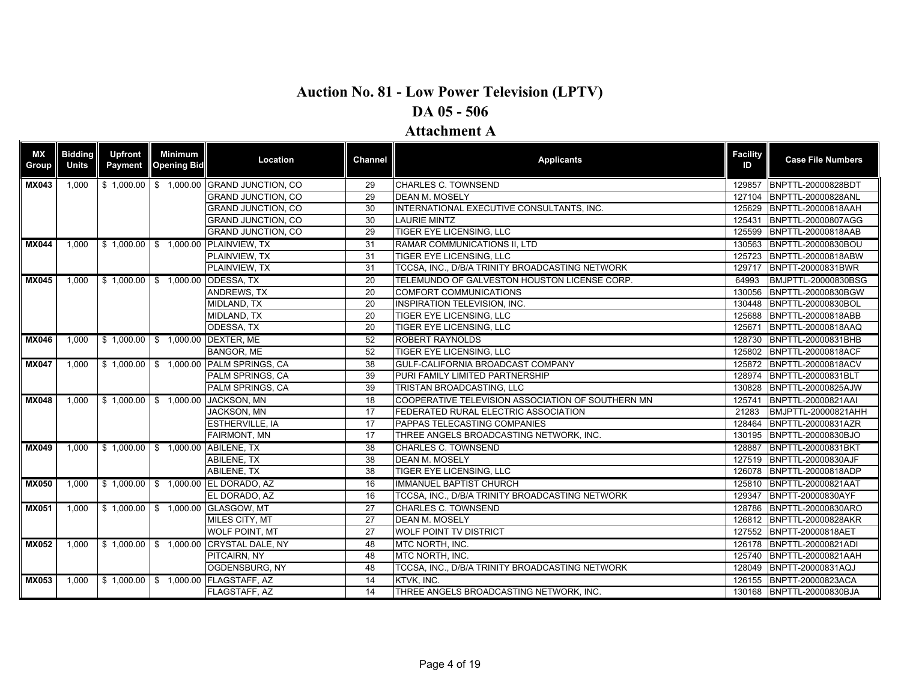# Auction No. 81 - Low Power Television (LPTV)

## DA 05 - 506

## Attachment A

| MX Group | Bidding Units | Upfront Payment | Minimum Opening Bid | Location | Channel | Applicants | Facility ID | Case File Numbers |
|---|---|---|---|---|---|---|---|---|
| **MX043** | 1,000 | $ 1,000.00 | $ 1,000.00 | GRAND JUNCTION, CO | 29 | CHARLES C. TOWNSEND | 129857 | BNPTTL-20000828BDT |
| | | | | GRAND JUNCTION, CO | 29 | DEAN M. MOSELY | 127104 | BNPTTL-20000828ANL |
| | | | | GRAND JUNCTION, CO | 30 | INTERNATIONAL EXECUTIVE CONSULTANTS, INC. | 125629 | BNPTTL-20000818AAH |
| | | | | GRAND JUNCTION, CO | 30 | LAURIE MINTZ | 125431 | BNPTTL-20000807AGG |
| | | | | GRAND JUNCTION, CO | 29 | TIGER EYE LICENSING, LLC | 125599 | BNPTTL-20000818AAB |
| **MX044** | 1,000 | $ 1,000.00 | $ 1,000.00 | PLAINVIEW, TX | 31 | RAMAR COMMUNICATIONS II, LTD | 130563 | BNPTTL-20000830BOU |
| | | | | PLAINVIEW, TX | 31 | TIGER EYE LICENSING, LLC | 125723 | BNPTTL-20000818ABW |
| | | | | PLAINVIEW, TX | 31 | TCCSA, INC., D/B/A TRINITY BROADCASTING NETWORK | 129717 | BNPTT-20000831BWR |
| **MX045** | 1,000 | $ 1,000.00 | $ 1,000.00 | ODESSA, TX | 20 | TELEMUNDO OF GALVESTON HOUSTON LICENSE CORP. | 64993 | BMJPTTL-20000830BSG |
| | | | | ANDREWS, TX | 20 | COMFORT COMMUNICATIONS | 130056 | BNPTTL-20000830BGW |
| | | | | MIDLAND, TX | 20 | INSPIRATION TELEVISION, INC. | 130448 | BNPTTL-20000830BOL |
| | | | | MIDLAND, TX | 20 | TIGER EYE LICENSING, LLC | 125688 | BNPTTL-20000818ABB |
| | | | | ODESSA, TX | 20 | TIGER EYE LICENSING, LLC | 125671 | BNPTTL-20000818AAQ |
| **MX046** | 1,000 | $ 1,000.00 | $ 1,000.00 | DEXTER, ME | 52 | ROBERT RAYNOLDS | 128730 | BNPTTL-20000831BHB |
| | | | | BANGOR, ME | 52 | TIGER EYE LICENSING, LLC | 125802 | BNPTTL-20000818ACF |
| **MX047** | 1,000 | $ 1,000.00 | $ 1,000.00 | PALM SPRINGS, CA | 38 | GULF-CALIFORNIA BROADCAST COMPANY | 125872 | BNPTTL-20000818ACV |
| | | | | PALM SPRINGS, CA | 39 | PURI FAMILY LIMITED PARTNERSHIP | 128974 | BNPTTL-20000831BLT |
| | | | | PALM SPRINGS, CA | 39 | TRISTAN BROADCASTING, LLC | 130828 | BNPTTL-20000825AJW |
| **MX048** | 1,000 | $ 1,000.00 | $ 1,000.00 | JACKSON, MN | 18 | COOPERATIVE TELEVISION ASSOCIATION OF SOUTHERN MN | 125741 | BNPTTL-20000821AAI |
| | | | | JACKSON, MN | 17 | FEDERATED RURAL ELECTRIC ASSOCIATION | 21283 | BMJPTTL-20000821AHH |
| | | | | ESTHERVILLE, IA | 17 | PAPPAS TELECASTING COMPANIES | 128464 | BNPTTL-20000831AZR |
| | | | | FAIRMONT, MN | 17 | THREE ANGELS BROADCASTING NETWORK, INC. | 130195 | BNPTTL-20000830BJO |
| **MX049** | 1,000 | $ 1,000.00 | $ 1,000.00 | ABILENE, TX | 38 | CHARLES C. TOWNSEND | 128887 | BNPTTL-20000831BKT |
| | | | | ABILENE, TX | 38 | DEAN M. MOSELY | 127519 | BNPTTL-20000830AJF |
| | | | | ABILENE, TX | 38 | TIGER EYE LICENSING, LLC | 126078 | BNPTTL-20000818ADP |
| **MX050** | 1,000 | $ 1,000.00 | $ 1,000.00 | EL DORADO, AZ | 16 | IMMANUEL BAPTIST CHURCH | 125810 | BNPTTL-20000821AAT |
| | | | | EL DORADO, AZ | 16 | TCCSA, INC., D/B/A TRINITY BROADCASTING NETWORK | 129347 | BNPTT-20000830AYF |
| **MX051** | 1,000 | $ 1,000.00 | $ 1,000.00 | GLASGOW, MT | 27 | CHARLES C. TOWNSEND | 128786 | BNPTTL-20000830ARO |
| | | | | MILES CITY, MT | 27 | DEAN M. MOSELY | 126812 | BNPTTL-20000828AKR |
| | | | | WOLF POINT, MT | 27 | WOLF POINT TV DISTRICT | 127552 | BNPTT-20000818AET |
| **MX052** | 1,000 | $ 1,000.00 | $ 1,000.00 | CRYSTAL DALE, NY | 48 | MTC NORTH, INC. | 126178 | BNPTTL-20000821ADI |
| | | | | PITCAIRN, NY | 48 | MTC NORTH, INC. | 125740 | BNPTTL-20000821AAH |
| | | | | OGDENSBURG, NY | 48 | TCCSA, INC., D/B/A TRINITY BROADCASTING NETWORK | 128049 | BNPTT-20000831AQJ |
| **MX053** | 1,000 | $ 1,000.00 | $ 1,000.00 | FLAGSTAFF, AZ | 14 | KTVK, INC. | 126155 | BNPTT-20000823ACA |
| | | | | FLAGSTAFF, AZ | 14 | THREE ANGELS BROADCASTING NETWORK, INC. | 130168 | BNPTTL-20000830BJA |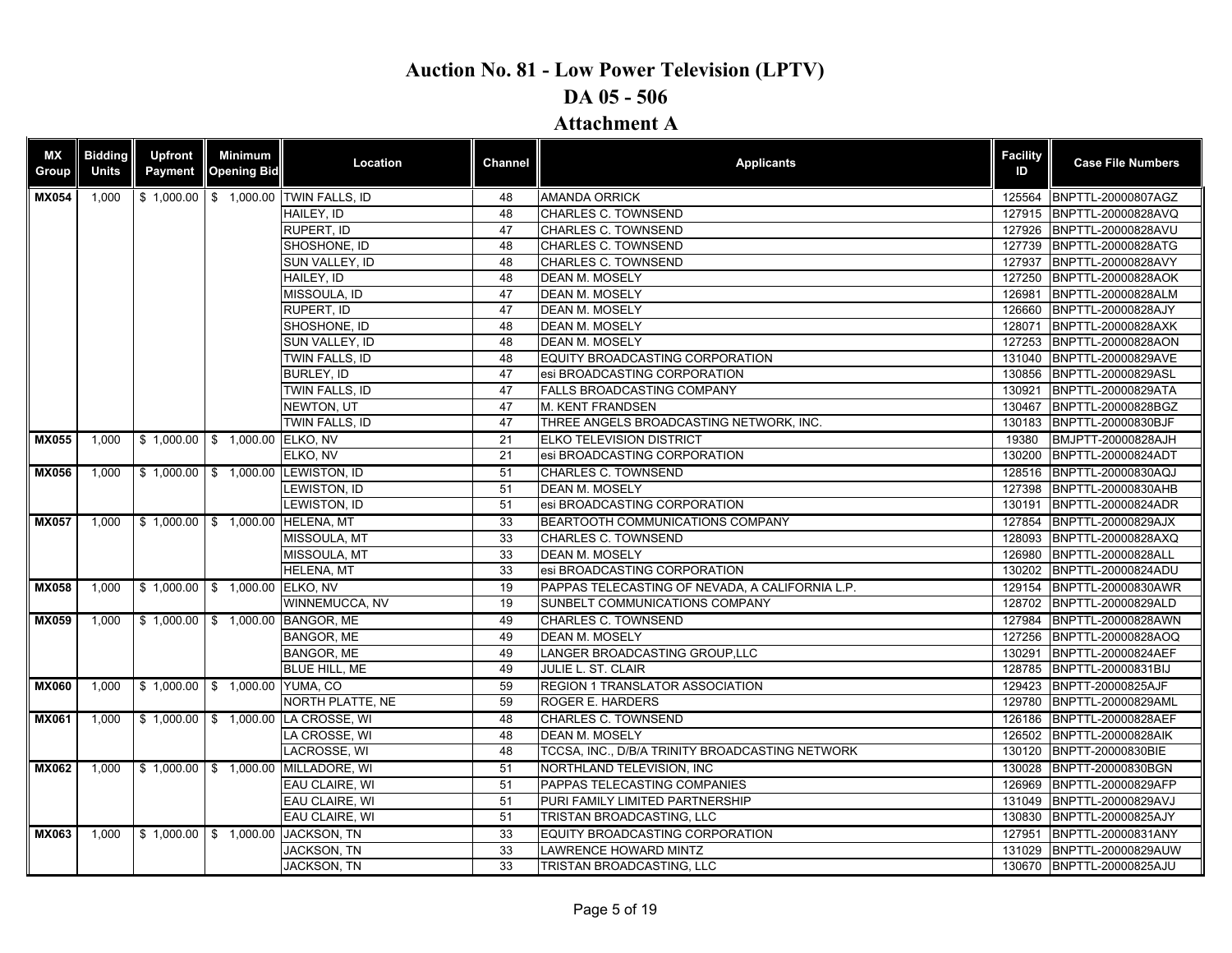# Auction No. 81 - Low Power Television (LPTV)

## DA 05 - 506

## Attachment A

| MX Group | Bidding Units | Upfront Payment | Minimum Opening Bid | Location | Channel | Applicants | Facility ID | Case File Numbers |
|---|---|---|---|---|---|---|---|---|
| MX054 | 1,000 | $ 1,000.00 | $ 1,000.00 | TWIN FALLS, ID | 48 | AMANDA ORRICK | 125564 | BNPTTL-20000807AGZ |
| | | | | HAILEY, ID | 48 | CHARLES C. TOWNSEND | 127915 | BNPTTL-20000828AVQ |
| | | | | RUPERT, ID | 47 | CHARLES C. TOWNSEND | 127926 | BNPTTL-20000828AVU |
| | | | | SHOSHONE, ID | 48 | CHARLES C. TOWNSEND | 127739 | BNPTTL-20000828ATG |
| | | | | SUN VALLEY, ID | 48 | CHARLES C. TOWNSEND | 127937 | BNPTTL-20000828AVY |
| | | | | HAILEY, ID | 48 | DEAN M. MOSELY | 127250 | BNPTTL-20000828AOK |
| | | | | MISSOULA, ID | 47 | DEAN M. MOSELY | 126981 | BNPTTL-20000828ALM |
| | | | | RUPERT, ID | 47 | DEAN M. MOSELY | 126660 | BNPTTL-20000828AJY |
| | | | | SHOSHONE, ID | 48 | DEAN M. MOSELY | 128071 | BNPTTL-20000828AXK |
| | | | | SUN VALLEY, ID | 48 | DEAN M. MOSELY | 127253 | BNPTTL-20000828AON |
| | | | | TWIN FALLS, ID | 48 | EQUITY BROADCASTING CORPORATION | 131040 | BNPTTL-20000829AVE |
| | | | | BURLEY, ID | 47 | esi BROADCASTING CORPORATION | 130856 | BNPTTL-20000829ASL |
| | | | | TWIN FALLS, ID | 47 | FALLS BROADCASTING COMPANY | 130921 | BNPTTL-20000829ATA |
| | | | | NEWTON, UT | 47 | M. KENT FRANDSEN | 130467 | BNPTTL-20000828BGZ |
| | | | | TWIN FALLS, ID | 47 | THREE ANGELS BROADCASTING NETWORK, INC. | 130183 | BNPTTL-20000830BJF |
| MX055 | 1,000 | $ 1,000.00 | $ 1,000.00 | ELKO, NV | 21 | ELKO TELEVISION DISTRICT | 19380 | BMJPTT-20000828AJH |
| | | | | ELKO, NV | 21 | esi BROADCASTING CORPORATION | 130200 | BNPTTL-20000824ADT |
| MX056 | 1,000 | $ 1,000.00 | $ 1,000.00 | LEWISTON, ID | 51 | CHARLES C. TOWNSEND | 128516 | BNPTTL-20000830AQJ |
| | | | | LEWISTON, ID | 51 | DEAN M. MOSELY | 127398 | BNPTTL-20000830AHB |
| | | | | LEWISTON, ID | 51 | esi BROADCASTING CORPORATION | 130191 | BNPTTL-20000824ADR |
| MX057 | 1,000 | $ 1,000.00 | $ 1,000.00 | HELENA, MT | 33 | BEARTOOTH COMMUNICATIONS COMPANY | 127854 | BNPTTL-20000829AJX |
| | | | | MISSOULA, MT | 33 | CHARLES C. TOWNSEND | 128093 | BNPTTL-20000828AXQ |
| | | | | MISSOULA, MT | 33 | DEAN M. MOSELY | 126980 | BNPTTL-20000828ALL |
| | | | | HELENA, MT | 33 | esi BROADCASTING CORPORATION | 130202 | BNPTTL-20000824ADU |
| MX058 | 1,000 | $ 1,000.00 | $ 1,000.00 | ELKO, NV | 19 | PAPPAS TELECASTING OF NEVADA, A CALIFORNIA L.P. | 129154 | BNPTTL-20000830AWR |
| | | | | WINNEMUCCA, NV | 19 | SUNBELT COMMUNICATIONS COMPANY | 128702 | BNPTTL-20000829ALD |
| MX059 | 1,000 | $ 1,000.00 | $ 1,000.00 | BANGOR, ME | 49 | CHARLES C. TOWNSEND | 127984 | BNPTTL-20000828AWN |
| | | | | BANGOR, ME | 49 | DEAN M. MOSELY | 127256 | BNPTTL-20000828AOQ |
| | | | | BANGOR, ME | 49 | LANGER BROADCASTING GROUP,LLC | 130291 | BNPTTL-20000824AEF |
| | | | | BLUE HILL, ME | 49 | JULIE L. ST. CLAIR | 128785 | BNPTTL-20000831BIJ |
| MX060 | 1,000 | $ 1,000.00 | $ 1,000.00 | YUMA, CO | 59 | REGION 1 TRANSLATOR ASSOCIATION | 129423 | BNPTT-20000825AJF |
| | | | | NORTH PLATTE, NE | 59 | ROGER E. HARDERS | 129780 | BNPTTL-20000829AML |
| MX061 | 1,000 | $ 1,000.00 | $ 1,000.00 | LA CROSSE, WI | 48 | CHARLES C. TOWNSEND | 126186 | BNPTTL-20000828AEF |
| | | | | LA CROSSE, WI | 48 | DEAN M. MOSELY | 126502 | BNPTTL-20000828AIK |
| | | | | LACROSSE, WI | 48 | TCCSA, INC., D/B/A TRINITY BROADCASTING NETWORK | 130120 | BNPTT-20000830BIE |
| MX062 | 1,000 | $ 1,000.00 | $ 1,000.00 | MILLADORE, WI | 51 | NORTHLAND TELEVISION, INC | 130028 | BNPTT-20000830BGN |
| | | | | EAU CLAIRE, WI | 51 | PAPPAS TELECASTING COMPANIES | 126969 | BNPTTL-20000829AFP |
| | | | | EAU CLAIRE, WI | 51 | PURI FAMILY LIMITED PARTNERSHIP | 131049 | BNPTTL-20000829AVJ |
| | | | | EAU CLAIRE, WI | 51 | TRISTAN BROADCASTING, LLC | 130830 | BNPTTL-20000825AJY |
| MX063 | 1,000 | $ 1,000.00 | $ 1,000.00 | JACKSON, TN | 33 | EQUITY BROADCASTING CORPORATION | 127951 | BNPTTL-20000831ANY |
| | | | | JACKSON, TN | 33 | LAWRENCE HOWARD MINTZ | 131029 | BNPTTL-20000829AUW |
| | | | | JACKSON, TN | 33 | TRISTAN BROADCASTING, LLC | 130670 | BNPTTL-20000825AJU |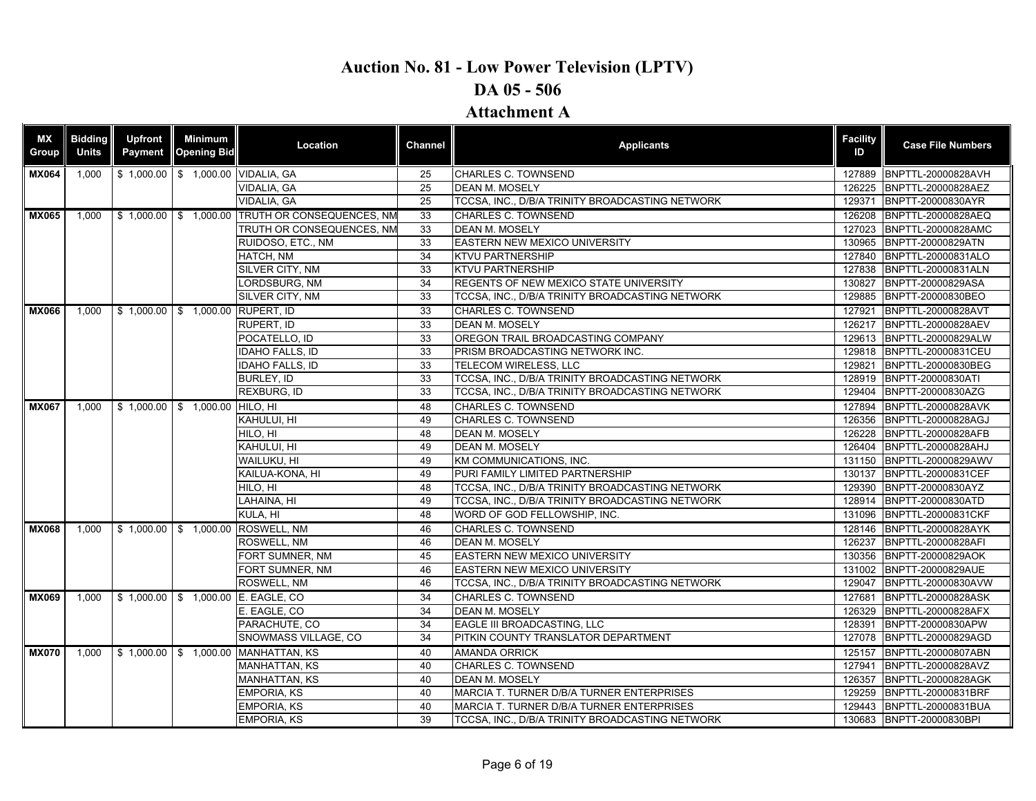# Auction No. 81 - Low Power Television (LPTV)

## DA 05 - 506

## Attachment A

| MX Group | Bidding Units | Upfront Payment | Minimum Opening Bid | Location | Channel | Applicants | Facility ID | Case File Numbers |
|---|---|---|---|---|---|---|---|---|
| MX064 | 1,000 | $ 1,000.00 | $ 1,000.00 | VIDALIA, GA | 25 | CHARLES C. TOWNSEND | 127889 | BNPTTL-20000828AVH |
| | | | | VIDALIA, GA | 25 | DEAN M. MOSELY | 126225 | BNPTTL-20000828AEZ |
| | | | | VIDALIA, GA | 25 | TCCSA, INC., D/B/A TRINITY BROADCASTING NETWORK | 129371 | BNPTT-20000830AYR |
| MX065 | 1,000 | $ 1,000.00 | $ 1,000.00 | TRUTH OR CONSEQUENCES, NM | 33 | CHARLES C. TOWNSEND | 126208 | BNPTTL-20000828AEQ |
| | | | | TRUTH OR CONSEQUENCES, NM | 33 | DEAN M. MOSELY | 127023 | BNPTTL-20000828AMC |
| | | | | RUIDOSO, ETC., NM | 33 | EASTERN NEW MEXICO UNIVERSITY | 130965 | BNPTT-20000829ATN |
| | | | | HATCH, NM | 34 | KTVU PARTNERSHIP | 127840 | BNPTTL-20000831ALO |
| | | | | SILVER CITY, NM | 33 | KTVU PARTNERSHIP | 127838 | BNPTTL-20000831ALN |
| | | | | LORDSBURG, NM | 34 | REGENTS OF NEW MEXICO STATE UNIVERSITY | 130827 | BNPTT-20000829ASA |
| | | | | SILVER CITY, NM | 33 | TCCSA, INC., D/B/A TRINITY BROADCASTING NETWORK | 129885 | BNPTT-20000830BEO |
| MX066 | 1,000 | $ 1,000.00 | $ 1,000.00 | RUPERT, ID | 33 | CHARLES C. TOWNSEND | 127921 | BNPTTL-20000828AVT |
| | | | | RUPERT, ID | 33 | DEAN M. MOSELY | 126217 | BNPTTL-20000828AEV |
| | | | | POCATELLO, ID | 33 | OREGON TRAIL BROADCASTING COMPANY | 129613 | BNPTTL-20000829ALW |
| | | | | IDAHO FALLS, ID | 33 | PRISM BROADCASTING NETWORK INC. | 129818 | BNPTTL-20000831CEU |
| | | | | IDAHO FALLS, ID | 33 | TELECOM WIRELESS, LLC | 129821 | BNPTTL-20000830BEG |
| | | | | BURLEY, ID | 33 | TCCSA, INC., D/B/A TRINITY BROADCASTING NETWORK | 128919 | BNPTT-20000830ATI |
| | | | | REXBURG, ID | 33 | TCCSA, INC., D/B/A TRINITY BROADCASTING NETWORK | 129404 | BNPTT-20000830AZG |
| MX067 | 1,000 | $ 1,000.00 | $ 1,000.00 | HILO, HI | 48 | CHARLES C. TOWNSEND | 127894 | BNPTTL-20000828AVK |
| | | | | KAHULUI, HI | 49 | CHARLES C. TOWNSEND | 126356 | BNPTTL-20000828AGJ |
| | | | | HILO, HI | 48 | DEAN M. MOSELY | 126228 | BNPTTL-20000828AFB |
| | | | | KAHULUI, HI | 49 | DEAN M. MOSELY | 126404 | BNPTTL-20000828AHJ |
| | | | | WAILUKU, HI | 49 | KM COMMUNICATIONS, INC. | 131150 | BNPTTL-20000829AWV |
| | | | | KAILUA-KONA, HI | 49 | PURI FAMILY LIMITED PARTNERSHIP | 130137 | BNPTTL-20000831CEF |
| | | | | HILO, HI | 48 | TCCSA, INC., D/B/A TRINITY BROADCASTING NETWORK | 129390 | BNPTT-20000830AYZ |
| | | | | LAHAINA, HI | 49 | TCCSA, INC., D/B/A TRINITY BROADCASTING NETWORK | 128914 | BNPTT-20000830ATD |
| | | | | KULA, HI | 48 | WORD OF GOD FELLOWSHIP, INC. | 131096 | BNPTTL-20000831CKF |
| MX068 | 1,000 | $ 1,000.00 | $ 1,000.00 | ROSWELL, NM | 46 | CHARLES C. TOWNSEND | 128146 | BNPTTL-20000828AYK |
| | | | | ROSWELL, NM | 46 | DEAN M. MOSELY | 126237 | BNPTTL-20000828AFI |
| | | | | FORT SUMNER, NM | 45 | EASTERN NEW MEXICO UNIVERSITY | 130356 | BNPTT-20000829AOK |
| | | | | FORT SUMNER, NM | 46 | EASTERN NEW MEXICO UNIVERSITY | 131002 | BNPTT-20000829AUE |
| | | | | ROSWELL, NM | 46 | TCCSA, INC., D/B/A TRINITY BROADCASTING NETWORK | 129047 | BNPTTL-20000830AVW |
| MX069 | 1,000 | $ 1,000.00 | $ 1,000.00 | E. EAGLE, CO | 34 | CHARLES C. TOWNSEND | 127681 | BNPTTL-20000828ASK |
| | | | | E. EAGLE, CO | 34 | DEAN M. MOSELY | 126329 | BNPTTL-20000828AFX |
| | | | | PARACHUTE, CO | 34 | EAGLE III BROADCASTING, LLC | 128391 | BNPTT-20000830APW |
| | | | | SNOWMASS VILLAGE, CO | 34 | PITKIN COUNTY TRANSLATOR DEPARTMENT | 127078 | BNPTTL-20000829AGD |
| MX070 | 1,000 | $ 1,000.00 | $ 1,000.00 | MANHATTAN, KS | 40 | AMANDA ORRICK | 125157 | BNPTTL-20000807ABN |
| | | | | MANHATTAN, KS | 40 | CHARLES C. TOWNSEND | 127941 | BNPTTL-20000828AVZ |
| | | | | MANHATTAN, KS | 40 | DEAN M. MOSELY | 126357 | BNPTTL-20000828AGK |
| | | | | EMPORIA, KS | 40 | MARCIA T. TURNER D/B/A TURNER ENTERPRISES | 129259 | BNPTTL-20000831BRF |
| | | | | EMPORIA, KS | 40 | MARCIA T. TURNER D/B/A TURNER ENTERPRISES | 129443 | BNPTTL-20000831BUA |
| | | | | EMPORIA, KS | 39 | TCCSA, INC., D/B/A TRINITY BROADCASTING NETWORK | 130683 | BNPTT-20000830BPI |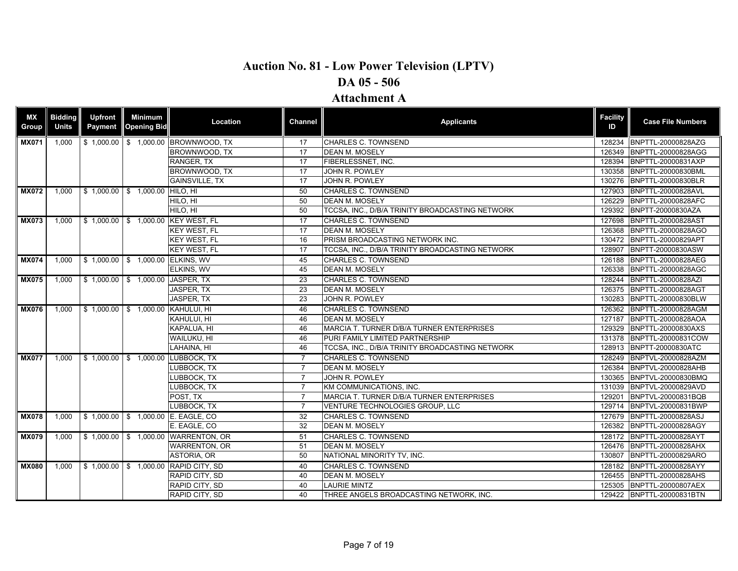# Auction No. 81 - Low Power Television (LPTV)

## DA 05 - 506

## Attachment A

| MX Group | Bidding Units | Upfront Payment | Minimum Opening Bid | Location | Channel | Applicants | Facility ID | Case File Numbers |
|---|---|---|---|---|---|---|---|---|
| MX071 | 1,000 | $ 1,000.00 | $ 1,000.00 | BROWNWOOD, TX | 17 | CHARLES C. TOWNSEND | 128234 | BNPTTL-20000828AZG |
| | | | | BROWNWOOD, TX | 17 | DEAN M. MOSELY | 126349 | BNPTTL-20000828AGG |
| | | | | RANGER, TX | 17 | FIBERLESSNET, INC. | 128394 | BNPTTL-20000831AXP |
| | | | | BROWNWOOD, TX | 17 | JOHN R. POWLEY | 130358 | BNPTTL-20000830BML |
| | | | | GAINSVILLE, TX | 17 | JOHN R. POWLEY | 130276 | BNPTTL-20000830BLR |
| MX072 | 1,000 | $ 1,000.00 | $ 1,000.00 | HILO, HI | 50 | CHARLES C. TOWNSEND | 127903 | BNPTTL-20000828AVL |
| | | | | HILO, HI | 50 | DEAN M. MOSELY | 126229 | BNPTTL-20000828AFC |
| | | | | HILO, HI | 50 | TCCSA, INC., D/B/A TRINITY BROADCASTING NETWORK | 129392 | BNPTT-20000830AZA |
| MX073 | 1,000 | $ 1,000.00 | $ 1,000.00 | KEY WEST, FL | 17 | CHARLES C. TOWNSEND | 127698 | BNPTTL-20000828AST |
| | | | | KEY WEST, FL | 17 | DEAN M. MOSELY | 126368 | BNPTTL-20000828AGO |
| | | | | KEY WEST, FL | 16 | PRISM BROADCASTING NETWORK INC. | 130472 | BNPTTL-20000829APT |
| | | | | KEY WEST, FL | 17 | TCCSA, INC., D/B/A TRINITY BROADCASTING NETWORK | 128907 | BNPTT-20000830ASW |
| MX074 | 1,000 | $ 1,000.00 | $ 1,000.00 | ELKINS, WV | 45 | CHARLES C. TOWNSEND | 126188 | BNPTTL-20000828AEG |
| | | | | ELKINS, WV | 45 | DEAN M. MOSELY | 126338 | BNPTTL-20000828AGC |
| MX075 | 1,000 | $ 1,000.00 | $ 1,000.00 | JASPER, TX | 23 | CHARLES C. TOWNSEND | 128244 | BNPTTL-20000828AZI |
| | | | | JASPER, TX | 23 | DEAN M. MOSELY | 126375 | BNPTTL-20000828AGT |
| | | | | JASPER, TX | 23 | JOHN R. POWLEY | 130283 | BNPTTL-20000830BLW |
| MX076 | 1,000 | $ 1,000.00 | $ 1,000.00 | KAHULUI, HI | 46 | CHARLES C. TOWNSEND | 126362 | BNPTTL-20000828AGM |
| | | | | KAHULUI, HI | 46 | DEAN M. MOSELY | 127187 | BNPTTL-20000828AOA |
| | | | | KAPALUA, HI | 46 | MARCIA T. TURNER D/B/A TURNER ENTERPRISES | 129329 | BNPTTL-20000830AXS |
| | | | | WAILUKU, HI | 46 | PURI FAMILY LIMITED PARTNERSHIP | 131378 | BNPTTL-20000831COW |
| | | | | LAHAINA, HI | 46 | TCCSA, INC., D/B/A TRINITY BROADCASTING NETWORK | 128913 | BNPTT-20000830ATC |
| MX077 | 1,000 | $ 1,000.00 | $ 1,000.00 | LUBBOCK, TX | 7 | CHARLES C. TOWNSEND | 128249 | BNPTVL-20000828AZM |
| | | | | LUBBOCK, TX | 7 | DEAN M. MOSELY | 126384 | BNPTVL-20000828AHB |
| | | | | LUBBOCK, TX | 7 | JOHN R. POWLEY | 130365 | BNPTVL-20000830BMQ |
| | | | | LUBBOCK, TX | 7 | KM COMMUNICATIONS, INC. | 131039 | BNPTVL-20000829AVD |
| | | | | POST, TX | 7 | MARCIA T. TURNER D/B/A TURNER ENTERPRISES | 129201 | BNPTVL-20000831BQB |
| | | | | LUBBOCK, TX | 7 | VENTURE TECHNOLOGIES GROUP, LLC | 129714 | BNPTVL-20000831BWP |
| MX078 | 1,000 | $ 1,000.00 | $ 1,000.00 | E. EAGLE, CO | 32 | CHARLES C. TOWNSEND | 127679 | BNPTTL-20000828ASJ |
| | | | | E. EAGLE, CO | 32 | DEAN M. MOSELY | 126382 | BNPTTL-20000828AGY |
| MX079 | 1,000 | $ 1,000.00 | $ 1,000.00 | WARRENTON, OR | 51 | CHARLES C. TOWNSEND | 128172 | BNPTTL-20000828AYT |
| | | | | WARRENTON, OR | 51 | DEAN M. MOSELY | 126476 | BNPTTL-20000828AHX |
| | | | | ASTORIA, OR | 50 | NATIONAL MINORITY TV, INC. | 130807 | BNPTTL-20000829ARO |
| MX080 | 1,000 | $ 1,000.00 | $ 1,000.00 | RAPID CITY, SD | 40 | CHARLES C. TOWNSEND | 128182 | BNPTTL-20000828AYY |
| | | | | RAPID CITY, SD | 40 | DEAN M. MOSELY | 126455 | BNPTTL-20000828AHS |
| | | | | RAPID CITY, SD | 40 | LAURIE MINTZ | 125305 | BNPTTL-20000807AEX |
| | | | | RAPID CITY, SD | 40 | THREE ANGELS BROADCASTING NETWORK, INC. | 129422 | BNPTTL-20000831BTN |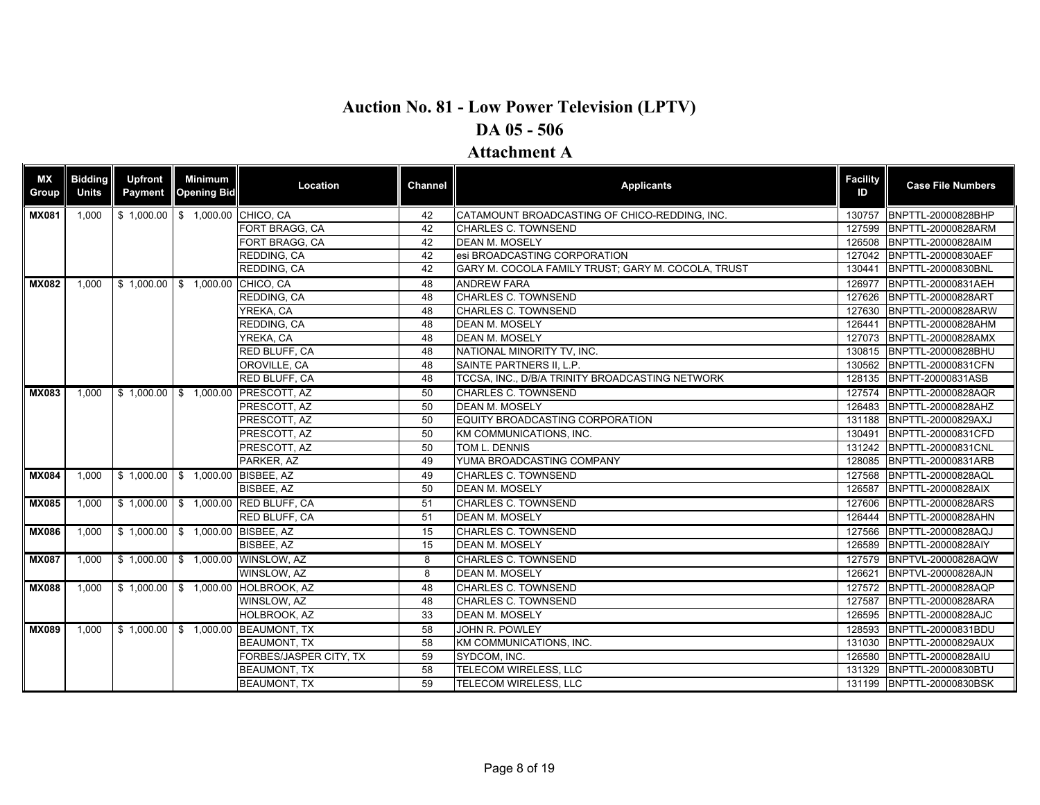# Auction No. 81 - Low Power Television (LPTV)

## DA 05 - 506

## Attachment A

| MX Group | Bidding Units | Upfront Payment | Minimum Opening Bid | Location | Channel | Applicants | Facility ID | Case File Numbers |
|---|---|---|---|---|---|---|---|---|
| MX081 | 1,000 | $ 1,000.00 | $ 1,000.00 | CHICO, CA | 42 | CATAMOUNT BROADCASTING OF CHICO-REDDING, INC. | 130757 | BNPTTL-20000828BHP |
| | | | | FORT BRAGG, CA | 42 | CHARLES C. TOWNSEND | 127599 | BNPTTL-20000828ARM |
| | | | | FORT BRAGG, CA | 42 | DEAN M. MOSELY | 126508 | BNPTTL-20000828AIM |
| | | | | REDDING, CA | 42 | esi BROADCASTING CORPORATION | 127042 | BNPTTL-20000830AEF |
| | | | | REDDING, CA | 42 | GARY M. COCOLA FAMILY TRUST; GARY M. COCOLA, TRUST | 130441 | BNPTTL-20000830BNL |
| MX082 | 1,000 | $ 1,000.00 | $ 1,000.00 | CHICO, CA | 48 | ANDREW FARA | 126977 | BNPTTL-20000831AEH |
| | | | | REDDING, CA | 48 | CHARLES C. TOWNSEND | 127626 | BNPTTL-20000828ART |
| | | | | YREKA, CA | 48 | CHARLES C. TOWNSEND | 127630 | BNPTTL-20000828ARW |
| | | | | REDDING, CA | 48 | DEAN M. MOSELY | 126441 | BNPTTL-20000828AHM |
| | | | | YREKA, CA | 48 | DEAN M. MOSELY | 127073 | BNPTTL-20000828AMX |
| | | | | RED BLUFF, CA | 48 | NATIONAL MINORITY TV, INC. | 130815 | BNPTTL-20000828BHU |
| | | | | OROVILLE, CA | 48 | SAINTE PARTNERS II, L.P. | 130562 | BNPTTL-20000831CFN |
| | | | | RED BLUFF, CA | 48 | TCCSA, INC., D/B/A TRINITY BROADCASTING NETWORK | 128135 | BNPTT-20000831ASB |
| MX083 | 1,000 | $ 1,000.00 | $ 1,000.00 | PRESCOTT, AZ | 50 | CHARLES C. TOWNSEND | 127574 | BNPTTL-20000828AQR |
| | | | | PRESCOTT, AZ | 50 | DEAN M. MOSELY | 126483 | BNPTTL-20000828AHZ |
| | | | | PRESCOTT, AZ | 50 | EQUITY BROADCASTING CORPORATION | 131188 | BNPTTL-20000829AXJ |
| | | | | PRESCOTT, AZ | 50 | KM COMMUNICATIONS, INC. | 130491 | BNPTTL-20000831CFD |
| | | | | PRESCOTT, AZ | 50 | TOM L. DENNIS | 131242 | BNPTTL-20000831CNL |
| | | | | PARKER, AZ | 49 | YUMA BROADCASTING COMPANY | 128085 | BNPTTL-20000831ARB |
| MX084 | 1,000 | $ 1,000.00 | $ 1,000.00 | BISBEE, AZ | 49 | CHARLES C. TOWNSEND | 127568 | BNPTTL-20000828AQL |
| | | | | BISBEE, AZ | 50 | DEAN M. MOSELY | 126587 | BNPTTL-20000828AIX |
| MX085 | 1,000 | $ 1,000.00 | $ 1,000.00 | RED BLUFF, CA | 51 | CHARLES C. TOWNSEND | 127606 | BNPTTL-20000828ARS |
| | | | | RED BLUFF, CA | 51 | DEAN M. MOSELY | 126444 | BNPTTL-20000828AHN |
| MX086 | 1,000 | $ 1,000.00 | $ 1,000.00 | BISBEE, AZ | 15 | CHARLES C. TOWNSEND | 127566 | BNPTTL-20000828AQJ |
| | | | | BISBEE, AZ | 15 | DEAN M. MOSELY | 126589 | BNPTTL-20000828AIY |
| MX087 | 1,000 | $ 1,000.00 | $ 1,000.00 | WINSLOW, AZ | 8 | CHARLES C. TOWNSEND | 127579 | BNPTVL-20000828AQW |
| | | | | WINSLOW, AZ | 8 | DEAN M. MOSELY | 126621 | BNPTVL-20000828AJN |
| MX088 | 1,000 | $ 1,000.00 | $ 1,000.00 | HOLBROOK, AZ | 48 | CHARLES C. TOWNSEND | 127572 | BNPTTL-20000828AQP |
| | | | | WINSLOW, AZ | 48 | CHARLES C. TOWNSEND | 127587 | BNPTTL-20000828ARA |
| | | | | HOLBROOK, AZ | 33 | DEAN M. MOSELY | 126595 | BNPTTL-20000828AJC |
| MX089 | 1,000 | $ 1,000.00 | $ 1,000.00 | BEAUMONT, TX | 58 | JOHN R. POWLEY | 128593 | BNPTTL-20000831BDU |
| | | | | BEAUMONT, TX | 58 | KM COMMUNICATIONS, INC. | 131030 | BNPTTL-20000829AUX |
| | | | | FORBES/JASPER CITY, TX | 59 | SYDCOM, INC. | 126580 | BNPTTL-20000828AIU |
| | | | | BEAUMONT, TX | 58 | TELECOM WIRELESS, LLC | 131329 | BNPTTL-20000830BTU |
| | | | | BEAUMONT, TX | 59 | TELECOM WIRELESS, LLC | 131199 | BNPTTL-20000830BSK |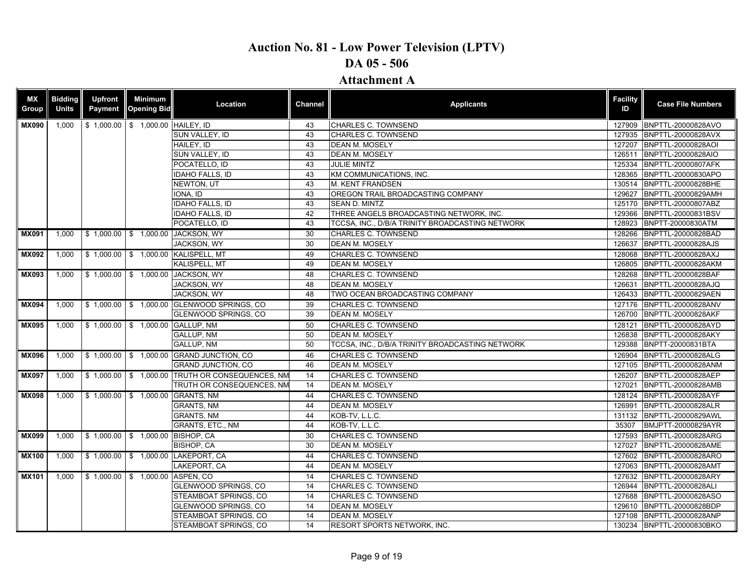# Auction No. 81 - Low Power Television (LPTV)

## DA 05 - 506

## Attachment A

| MX Group | Bidding Units | Upfront Payment | Minimum Opening Bid | Location | Channel | Applicants | Facility ID | Case File Numbers |
|---|---|---|---|---|---|---|---|---|
| MX090 | 1,000 | $ 1,000.00 | $ 1,000.00 | HAILEY, ID | 43 | CHARLES C. TOWNSEND | 127909 | BNPTTL-20000828AVO |
| | | | | SUN VALLEY, ID | 43 | CHARLES C. TOWNSEND | 127935 | BNPTTL-20000828AVX |
| | | | | HAILEY, ID | 43 | DEAN M. MOSELY | 127207 | BNPTTL-20000828AOI |
| | | | | SUN VALLEY, ID | 43 | DEAN M. MOSELY | 126511 | BNPTTL-20000828AIO |
| | | | | POCATELLO, ID | 43 | JULIE MINTZ | 125334 | BNPTTL-20000807AFK |
| | | | | IDAHO FALLS, ID | 43 | KM COMMUNICATIONS, INC. | 128365 | BNPTTL-20000830APO |
| | | | | NEWTON, UT | 43 | M. KENT FRANDSEN | 130514 | BNPTTL-20000828BHE |
| | | | | IONA, ID | 43 | OREGON TRAIL BROADCASTING COMPANY | 129627 | BNPTTL-20000829AMH |
| | | | | IDAHO FALLS, ID | 43 | SEAN D. MINTZ | 125170 | BNPTTL-20000807ABZ |
| | | | | IDAHO FALLS, ID | 42 | THREE ANGELS BROADCASTING NETWORK, INC. | 129366 | BNPTTL-20000831BSV |
| | | | | POCATELLO, ID | 43 | TCCSA, INC., D/B/A TRINITY BROADCASTING NETWORK | 128923 | BNPTT-20000830ATM |
| MX091 | 1,000 | $ 1,000.00 | $ 1,000.00 | JACKSON, WY | 30 | CHARLES C. TOWNSEND | 128266 | BNPTTL-20000828BAD |
| | | | | JACKSON, WY | 30 | DEAN M. MOSELY | 126637 | BNPTTL-20000828AJS |
| MX092 | 1,000 | $ 1,000.00 | $ 1,000.00 | KALISPELL, MT | 49 | CHARLES C. TOWNSEND | 128068 | BNPTTL-20000828AXJ |
| | | | | KALISPELL, MT | 49 | DEAN M. MOSELY | 126805 | BNPTTL-20000828AKM |
| MX093 | 1,000 | $ 1,000.00 | $ 1,000.00 | JACKSON, WY | 48 | CHARLES C. TOWNSEND | 128268 | BNPTTL-20000828BAF |
| | | | | JACKSON, WY | 48 | DEAN M. MOSELY | 126631 | BNPTTL-20000828AJQ |
| | | | | JACKSON, WY | 48 | TWO OCEAN BROADCASTING COMPANY | 126433 | BNPTTL-20000829AEN |
| MX094 | 1,000 | $ 1,000.00 | $ 1,000.00 | GLENWOOD SPRINGS, CO | 39 | CHARLES C. TOWNSEND | 127176 | BNPTTL-20000828ANV |
| | | | | GLENWOOD SPRINGS, CO | 39 | DEAN M. MOSELY | 126700 | BNPTTL-20000828AKF |
| MX095 | 1,000 | $ 1,000.00 | $ 1,000.00 | GALLUP, NM | 50 | CHARLES C. TOWNSEND | 128121 | BNPTTL-20000828AYD |
| | | | | GALLUP, NM | 50 | DEAN M. MOSELY | 126838 | BNPTTL-20000828AKY |
| | | | | GALLUP, NM | 50 | TCCSA, INC., D/B/A TRINITY BROADCASTING NETWORK | 129388 | BNPTT-20000831BTA |
| MX096 | 1,000 | $ 1,000.00 | $ 1,000.00 | GRAND JUNCTION, CO | 46 | CHARLES C. TOWNSEND | 126904 | BNPTTL-20000828ALG |
| | | | | GRAND JUNCTION, CO | 46 | DEAN M. MOSELY | 127105 | BNPTTL-20000828ANM |
| MX097 | 1,000 | $ 1,000.00 | $ 1,000.00 | TRUTH OR CONSEQUENCES, NM | 14 | CHARLES C. TOWNSEND | 126207 | BNPTTL-20000828AEP |
| | | | | TRUTH OR CONSEQUENCES, NM | 14 | DEAN M. MOSELY | 127021 | BNPTTL-20000828AMB |
| MX098 | 1,000 | $ 1,000.00 | $ 1,000.00 | GRANTS, NM | 44 | CHARLES C. TOWNSEND | 128124 | BNPTTL-20000828AYF |
| | | | | GRANTS, NM | 44 | DEAN M. MOSELY | 126991 | BNPTTL-20000828ALR |
| | | | | GRANTS, NM | 44 | KOB-TV, L.L.C. | 131132 | BNPTTL-20000829AWL |
| | | | | GRANTS, ETC., NM | 44 | KOB-TV, L.L.C. | 35307 | BMJPTT-20000829AYR |
| MX099 | 1,000 | $ 1,000.00 | $ 1,000.00 | BISHOP, CA | 30 | CHARLES C. TOWNSEND | 127593 | BNPTTL-20000828ARG |
| | | | | BISHOP, CA | 30 | DEAN M. MOSELY | 127027 | BNPTTL-20000828AME |
| MX100 | 1,000 | $ 1,000.00 | $ 1,000.00 | LAKEPORT, CA | 44 | CHARLES C. TOWNSEND | 127602 | BNPTTL-20000828ARO |
| | | | | LAKEPORT, CA | 44 | DEAN M. MOSELY | 127063 | BNPTTL-20000828AMT |
| MX101 | 1,000 | $ 1,000.00 | $ 1,000.00 | ASPEN, CO | 14 | CHARLES C. TOWNSEND | 127632 | BNPTTL-20000828ARY |
| | | | | GLENWOOD SPRINGS, CO | 14 | CHARLES C. TOWNSEND | 126944 | BNPTTL-20000828ALI |
| | | | | STEAMBOAT SPRINGS, CO | 14 | CHARLES C. TOWNSEND | 127688 | BNPTTL-20000828ASO |
| | | | | GLENWOOD SPRINGS, CO | 14 | DEAN M. MOSELY | 129610 | BNPTTL-20000828BDP |
| | | | | STEAMBOAT SPRINGS, CO | 14 | DEAN M. MOSELY | 127108 | BNPTTL-20000828ANP |
| | | | | STEAMBOAT SPRINGS, CO | 14 | RESORT SPORTS NETWORK, INC. | 130234 | BNPTTL-20000830BKO |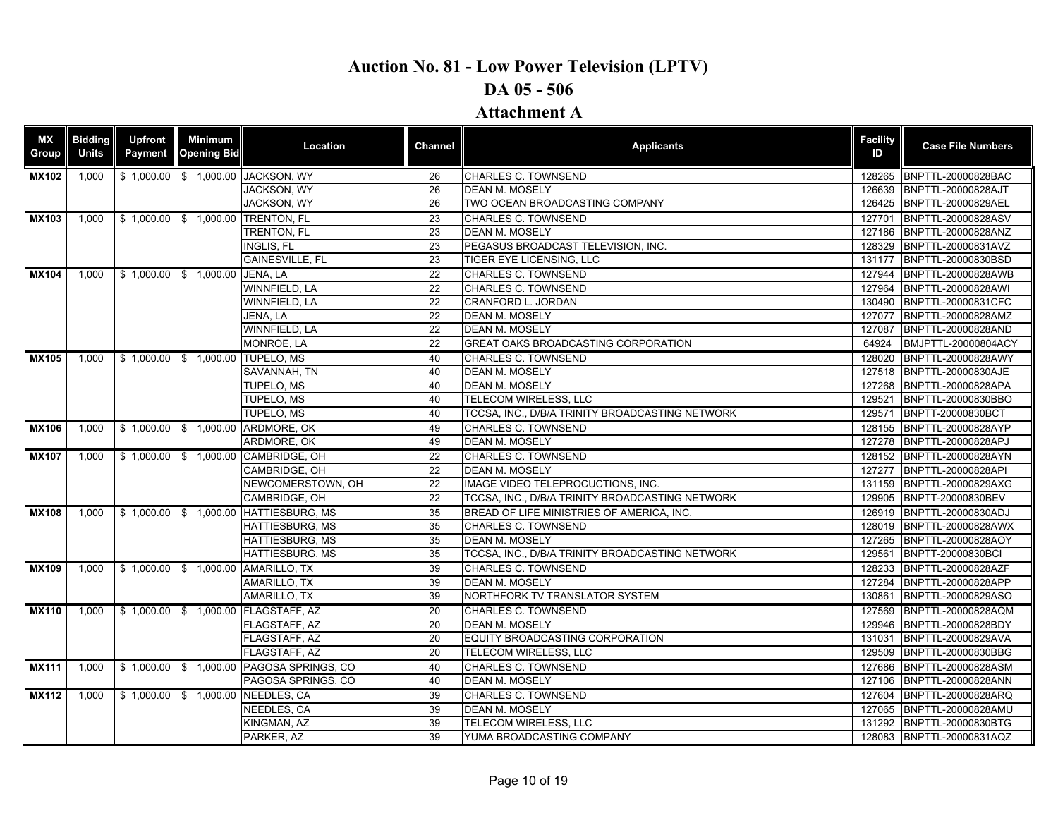# Auction No. 81 - Low Power Television (LPTV)

## DA 05 - 506

## Attachment A

| MX Group | Bidding Units | Upfront Payment | Minimum Opening Bid | Location | Channel | Applicants | Facility ID | Case File Numbers |
|---|---|---|---|---|---|---|---|---|
| MX102 | 1,000 | $ 1,000.00 | $ 1,000.00 | JACKSON, WY | 26 | CHARLES C. TOWNSEND | 128265 | BNPTTL-20000828BAC |
| | | | | JACKSON, WY | 26 | DEAN M. MOSELY | 126639 | BNPTTL-20000828AJT |
| | | | | JACKSON, WY | 26 | TWO OCEAN BROADCASTING COMPANY | 126425 | BNPTTL-20000829AEL |
| MX103 | 1,000 | $ 1,000.00 | $ 1,000.00 | TRENTON, FL | 23 | CHARLES C. TOWNSEND | 127701 | BNPTTL-20000828ASV |
| | | | | TRENTON, FL | 23 | DEAN M. MOSELY | 127186 | BNPTTL-20000828ANZ |
| | | | | INGLIS, FL | 23 | PEGASUS BROADCAST TELEVISION, INC. | 128329 | BNPTTL-20000831AVZ |
| | | | | GAINESVILLE, FL | 23 | TIGER EYE LICENSING, LLC | 131177 | BNPTTL-20000830BSD |
| MX104 | 1,000 | $ 1,000.00 | $ 1,000.00 | JENA, LA | 22 | CHARLES C. TOWNSEND | 127944 | BNPTTL-20000828AWB |
| | | | | WINNFIELD, LA | 22 | CHARLES C. TOWNSEND | 127964 | BNPTTL-20000828AWI |
| | | | | WINNFIELD, LA | 22 | CRANFORD L. JORDAN | 130490 | BNPTTL-20000831CFC |
| | | | | JENA, LA | 22 | DEAN M. MOSELY | 127077 | BNPTTL-20000828AMZ |
| | | | | WINNFIELD, LA | 22 | DEAN M. MOSELY | 127087 | BNPTTL-20000828AND |
| | | | | MONROE, LA | 22 | GREAT OAKS BROADCASTING CORPORATION | 64924 | BMJPTTL-20000804ACY |
| MX105 | 1,000 | $ 1,000.00 | $ 1,000.00 | TUPELO, MS | 40 | CHARLES C. TOWNSEND | 128020 | BNPTTL-20000828AWY |
| | | | | SAVANNAH, TN | 40 | DEAN M. MOSELY | 127518 | BNPTTL-20000830AJE |
| | | | | TUPELO, MS | 40 | DEAN M. MOSELY | 127268 | BNPTTL-20000828APA |
| | | | | TUPELO, MS | 40 | TELECOM WIRELESS, LLC | 129521 | BNPTTL-20000830BBO |
| | | | | TUPELO, MS | 40 | TCCSA, INC., D/B/A TRINITY BROADCASTING NETWORK | 129571 | BNPTT-20000830BCT |
| MX106 | 1,000 | $ 1,000.00 | $ 1,000.00 | ARDMORE, OK | 49 | CHARLES C. TOWNSEND | 128155 | BNPTTL-20000828AYP |
| | | | | ARDMORE, OK | 49 | DEAN M. MOSELY | 127278 | BNPTTL-20000828APJ |
| MX107 | 1,000 | $ 1,000.00 | $ 1,000.00 | CAMBRIDGE, OH | 22 | CHARLES C. TOWNSEND | 128152 | BNPTTL-20000828AYN |
| | | | | CAMBRIDGE, OH | 22 | DEAN M. MOSELY | 127277 | BNPTTL-20000828API |
| | | | | NEWCOMERSTOWN, OH | 22 | IMAGE VIDEO TELEPROCUCTIONS, INC. | 131159 | BNPTTL-20000829AXG |
| | | | | CAMBRIDGE, OH | 22 | TCCSA, INC., D/B/A TRINITY BROADCASTING NETWORK | 129905 | BNPTT-20000830BEV |
| MX108 | 1,000 | $ 1,000.00 | $ 1,000.00 | HATTIESBURG, MS | 35 | BREAD OF LIFE MINISTRIES OF AMERICA, INC. | 126919 | BNPTTL-20000830ADJ |
| | | | | HATTIESBURG, MS | 35 | CHARLES C. TOWNSEND | 128019 | BNPTTL-20000828AWX |
| | | | | HATTIESBURG, MS | 35 | DEAN M. MOSELY | 127265 | BNPTTL-20000828AOY |
| | | | | HATTIESBURG, MS | 35 | TCCSA, INC., D/B/A TRINITY BROADCASTING NETWORK | 129561 | BNPTT-20000830BCI |
| MX109 | 1,000 | $ 1,000.00 | $ 1,000.00 | AMARILLO, TX | 39 | CHARLES C. TOWNSEND | 128233 | BNPTTL-20000828AZF |
| | | | | AMARILLO, TX | 39 | DEAN M. MOSELY | 127284 | BNPTTL-20000828APP |
| | | | | AMARILLO, TX | 39 | NORTHFORK TV TRANSLATOR SYSTEM | 130861 | BNPTTL-20000829ASO |
| MX110 | 1,000 | $ 1,000.00 | $ 1,000.00 | FLAGSTAFF, AZ | 20 | CHARLES C. TOWNSEND | 127569 | BNPTTL-20000828AQM |
| | | | | FLAGSTAFF, AZ | 20 | DEAN M. MOSELY | 129946 | BNPTTL-20000828BDY |
| | | | | FLAGSTAFF, AZ | 20 | EQUITY BROADCASTING CORPORATION | 131031 | BNPTTL-20000829AVA |
| | | | | FLAGSTAFF, AZ | 20 | TELECOM WIRELESS, LLC | 129509 | BNPTTL-20000830BBG |
| MX111 | 1,000 | $ 1,000.00 | $ 1,000.00 | PAGOSA SPRINGS, CO | 40 | CHARLES C. TOWNSEND | 127686 | BNPTTL-20000828ASM |
| | | | | PAGOSA SPRINGS, CO | 40 | DEAN M. MOSELY | 127106 | BNPTTL-20000828ANN |
| MX112 | 1,000 | $ 1,000.00 | $ 1,000.00 | NEEDLES, CA | 39 | CHARLES C. TOWNSEND | 127604 | BNPTTL-20000828ARQ |
| | | | | NEEDLES, CA | 39 | DEAN M. MOSELY | 127065 | BNPTTL-20000828AMU |
| | | | | KINGMAN, AZ | 39 | TELECOM WIRELESS, LLC | 131292 | BNPTTL-20000830BTG |
| | | | | PARKER, AZ | 39 | YUMA BROADCASTING COMPANY | 128083 | BNPTTL-20000831AQZ |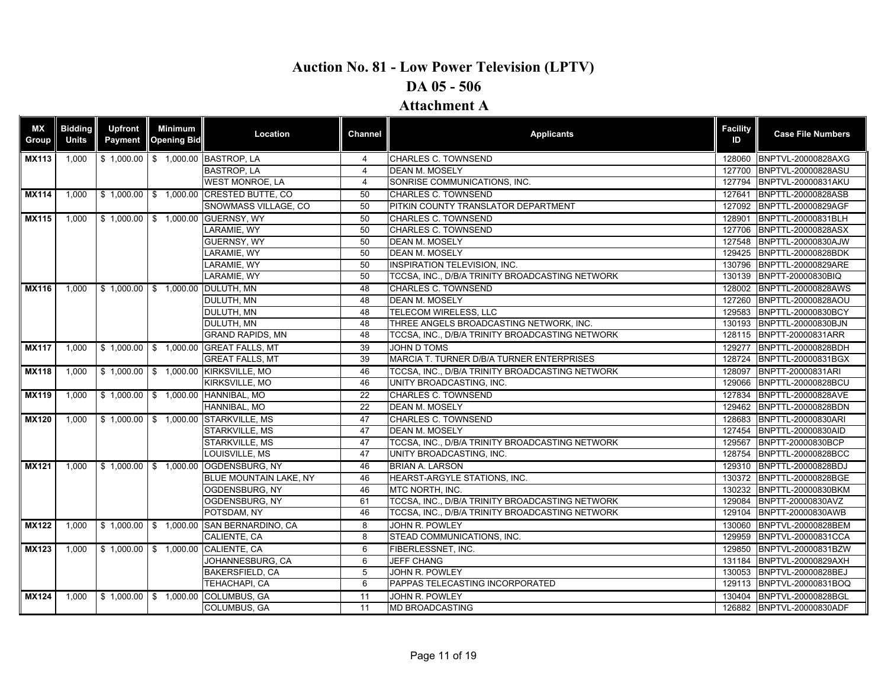# Auction No. 81 - Low Power Television (LPTV)

## DA 05 - 506

## Attachment A

| MX Group | Bidding Units | Upfront Payment | Minimum Opening Bid | Location | Channel | Applicants | Facility ID | Case File Numbers |
|---|---|---|---|---|---|---|---|---|
| MX113 | 1,000 | $ 1,000.00 | $ 1,000.00 | BASTROP, LA | 4 | CHARLES C. TOWNSEND | 128060 | BNPTVL-20000828AXG |
| | | | | BASTROP, LA | 4 | DEAN M. MOSELY | 127700 | BNPTVL-20000828ASU |
| | | | | WEST MONROE, LA | 4 | SONRISE COMMUNICATIONS, INC. | 127794 | BNPTVL-20000831AKU |
| MX114 | 1,000 | $ 1,000.00 | $ 1,000.00 | CRESTED BUTTE, CO | 50 | CHARLES C. TOWNSEND | 127641 | BNPTTL-20000828ASB |
| | | | | SNOWMASS VILLAGE, CO | 50 | PITKIN COUNTY TRANSLATOR DEPARTMENT | 127092 | BNPTTL-20000829AGF |
| MX115 | 1,000 | $ 1,000.00 | $ 1,000.00 | GUERNSY, WY | 50 | CHARLES C. TOWNSEND | 128901 | BNPTTL-20000831BLH |
| | | | | LARAMIE, WY | 50 | CHARLES C. TOWNSEND | 127706 | BNPTTL-20000828ASX |
| | | | | GUERNSY, WY | 50 | DEAN M. MOSELY | 127548 | BNPTTL-20000830AJW |
| | | | | LARAMIE, WY | 50 | DEAN M. MOSELY | 129425 | BNPTTL-20000828BDK |
| | | | | LARAMIE, WY | 50 | INSPIRATION TELEVISION, INC. | 130796 | BNPTTL-20000829ARE |
| | | | | LARAMIE, WY | 50 | TCCSA, INC., D/B/A TRINITY BROADCASTING NETWORK | 130139 | BNPTT-20000830BIQ |
| MX116 | 1,000 | $ 1,000.00 | $ 1,000.00 | DULUTH, MN | 48 | CHARLES C. TOWNSEND | 128002 | BNPTTL-20000828AWS |
| | | | | DULUTH, MN | 48 | DEAN M. MOSELY | 127260 | BNPTTL-20000828AOU |
| | | | | DULUTH, MN | 48 | TELECOM WIRELESS, LLC | 129583 | BNPTTL-20000830BCY |
| | | | | DULUTH, MN | 48 | THREE ANGELS BROADCASTING NETWORK, INC. | 130193 | BNPTTL-20000830BJN |
| | | | | GRAND RAPIDS, MN | 48 | TCCSA, INC., D/B/A TRINITY BROADCASTING NETWORK | 128115 | BNPTT-20000831ARR |
| MX117 | 1,000 | $ 1,000.00 | $ 1,000.00 | GREAT FALLS, MT | 39 | JOHN D TOMS | 129277 | BNPTTL-20000828BDH |
| | | | | GREAT FALLS, MT | 39 | MARCIA T. TURNER D/B/A TURNER ENTERPRISES | 128724 | BNPTTL-20000831BGX |
| MX118 | 1,000 | $ 1,000.00 | $ 1,000.00 | KIRKSVILLE, MO | 46 | TCCSA, INC., D/B/A TRINITY BROADCASTING NETWORK | 128097 | BNPTT-20000831ARI |
| | | | | KIRKSVILLE, MO | 46 | UNITY BROADCASTING, INC. | 129066 | BNPTTL-20000828BCU |
| MX119 | 1,000 | $ 1,000.00 | $ 1,000.00 | HANNIBAL, MO | 22 | CHARLES C. TOWNSEND | 127834 | BNPTTL-20000828AVE |
| | | | | HANNIBAL, MO | 22 | DEAN M. MOSELY | 129462 | BNPTTL-20000828BDN |
| MX120 | 1,000 | $ 1,000.00 | $ 1,000.00 | STARKVILLE, MS | 47 | CHARLES C. TOWNSEND | 128683 | BNPTTL-20000830ARI |
| | | | | STARKVILLE, MS | 47 | DEAN M. MOSELY | 127454 | BNPTTL-20000830AID |
| | | | | STARKVILLE, MS | 47 | TCCSA, INC., D/B/A TRINITY BROADCASTING NETWORK | 129567 | BNPTT-20000830BCP |
| | | | | LOUISVILLE, MS | 47 | UNITY BROADCASTING, INC. | 128754 | BNPTTL-20000828BCC |
| MX121 | 1,000 | $ 1,000.00 | $ 1,000.00 | OGDENSBURG, NY | 46 | BRIAN A. LARSON | 129310 | BNPTTL-20000828BDJ |
| | | | | BLUE MOUNTAIN LAKE, NY | 46 | HEARST-ARGYLE STATIONS, INC. | 130372 | BNPTTL-20000828BGE |
| | | | | OGDENSBURG, NY | 46 | MTC NORTH, INC. | 130232 | BNPTTL-20000830BKM |
| | | | | OGDENSBURG, NY | 61 | TCCSA, INC., D/B/A TRINITY BROADCASTING NETWORK | 129084 | BNPTT-20000830AVZ |
| | | | | POTSDAM, NY | 46 | TCCSA, INC., D/B/A TRINITY BROADCASTING NETWORK | 129104 | BNPTT-20000830AWB |
| MX122 | 1,000 | $ 1,000.00 | $ 1,000.00 | SAN BERNARDINO, CA | 8 | JOHN R. POWLEY | 130060 | BNPTVL-20000828BEM |
| | | | | CALIENTE, CA | 8 | STEAD COMMUNICATIONS, INC. | 129959 | BNPTVL-20000831CCA |
| MX123 | 1,000 | $ 1,000.00 | $ 1,000.00 | CALIENTE, CA | 6 | FIBERLESSNET, INC. | 129850 | BNPTVL-20000831BZW |
| | | | | JOHANNESBURG, CA | 6 | JEFF CHANG | 131184 | BNPTVL-20000829AXH |
| | | | | BAKERSFIELD, CA | 5 | JOHN R. POWLEY | 130053 | BNPTVL-20000828BEJ |
| | | | | TEHACHAPI, CA | 6 | PAPPAS TELECASTING INCORPORATED | 129113 | BNPTVL-20000831BOQ |
| MX124 | 1,000 | $ 1,000.00 | $ 1,000.00 | COLUMBUS, GA | 11 | JOHN R. POWLEY | 130404 | BNPTVL-20000828BGL |
| | | | | COLUMBUS, GA | 11 | MD BROADCASTING | 126882 | BNPTVL-20000830ADF |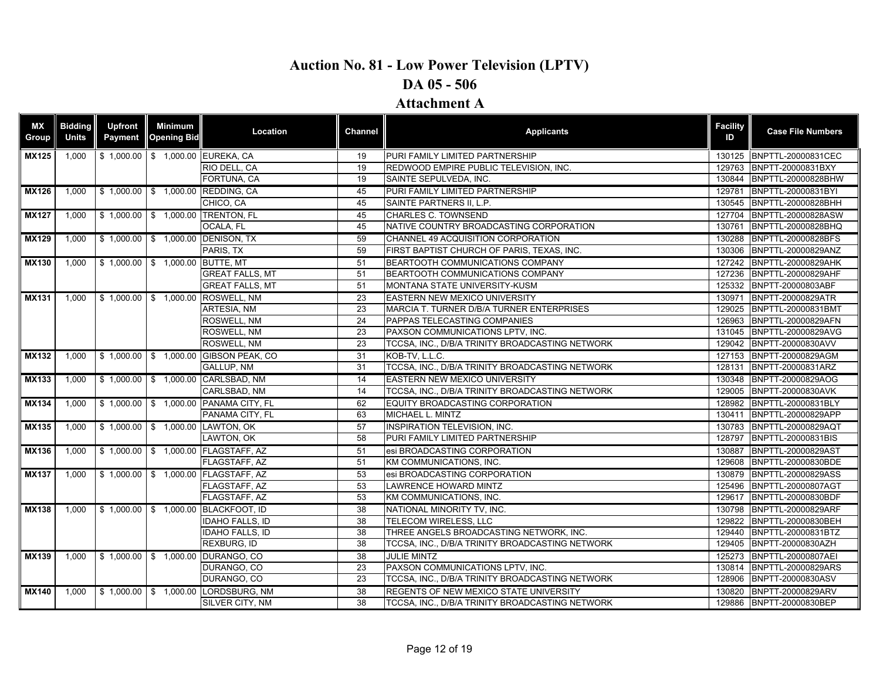# Auction No. 81 - Low Power Television (LPTV)

## DA 05 - 506

## Attachment A

| MX Group | Bidding Units | Upfront Payment | Minimum Opening Bid | Location | Channel | Applicants | Facility ID | Case File Numbers |
|---|---|---|---|---|---|---|---|---|
| MX125 | 1,000 | $ 1,000.00 | $ 1,000.00 | EUREKA, CA | 19 | PURI FAMILY LIMITED PARTNERSHIP | 130125 | BNPTTL-20000831CEC |
| | | | | RIO DELL, CA | 19 | REDWOOD EMPIRE PUBLIC TELEVISION, INC. | 129763 | BNPTT-20000831BXY |
| | | | | FORTUNA, CA | 19 | SAINTE SEPULVEDA, INC. | 130844 | BNPTTL-20000828BHW |
| MX126 | 1,000 | $ 1,000.00 | $ 1,000.00 | REDDING, CA | 45 | PURI FAMILY LIMITED PARTNERSHIP | 129781 | BNPTTL-20000831BYI |
| | | | | CHICO, CA | 45 | SAINTE PARTNERS II, L.P. | 130545 | BNPTTL-20000828BHH |
| MX127 | 1,000 | $ 1,000.00 | $ 1,000.00 | TRENTON, FL | 45 | CHARLES C. TOWNSEND | 127704 | BNPTTL-20000828ASW |
| | | | | OCALA, FL | 45 | NATIVE COUNTRY BROADCASTING CORPORATION | 130761 | BNPTTL-20000828BHQ |
| MX129 | 1,000 | $ 1,000.00 | $ 1,000.00 | DENISON, TX | 59 | CHANNEL 49 ACQUISITION CORPORATION | 130288 | BNPTTL-20000828BFS |
| | | | | PARIS, TX | 59 | FIRST BAPTIST CHURCH OF PARIS, TEXAS, INC. | 130306 | BNPTTL-20000829ANZ |
| MX130 | 1,000 | $ 1,000.00 | $ 1,000.00 | BUTTE, MT | 51 | BEARTOOTH COMMUNICATIONS COMPANY | 127242 | BNPTTL-20000829AHK |
| | | | | GREAT FALLS, MT | 51 | BEARTOOTH COMMUNICATIONS COMPANY | 127236 | BNPTTL-20000829AHF |
| | | | | GREAT FALLS, MT | 51 | MONTANA STATE UNIVERSITY-KUSM | 125332 | BNPTT-20000803ABF |
| MX131 | 1,000 | $ 1,000.00 | $ 1,000.00 | ROSWELL, NM | 23 | EASTERN NEW MEXICO UNIVERSITY | 130971 | BNPTT-20000829ATR |
| | | | | ARTESIA, NM | 23 | MARCIA T. TURNER D/B/A TURNER ENTERPRISES | 129025 | BNPTTL-20000831BMT |
| | | | | ROSWELL, NM | 24 | PAPPAS TELECASTING COMPANIES | 126963 | BNPTTL-20000829AFN |
| | | | | ROSWELL, NM | 23 | PAXSON COMMUNICATIONS LPTV, INC. | 131045 | BNPTTL-20000829AVG |
| | | | | ROSWELL, NM | 23 | TCCSA, INC., D/B/A TRINITY BROADCASTING NETWORK | 129042 | BNPTT-20000830AVV |
| MX132 | 1,000 | $ 1,000.00 | $ 1,000.00 | GIBSON PEAK, CO | 31 | KOB-TV, L.L.C. | 127153 | BNPTT-20000829AGM |
| | | | | GALLUP, NM | 31 | TCCSA, INC., D/B/A TRINITY BROADCASTING NETWORK | 128131 | BNPTT-20000831ARZ |
| MX133 | 1,000 | $ 1,000.00 | $ 1,000.00 | CARLSBAD, NM | 14 | EASTERN NEW MEXICO UNIVERSITY | 130348 | BNPTT-20000829AOG |
| | | | | CARLSBAD, NM | 14 | TCCSA, INC., D/B/A TRINITY BROADCASTING NETWORK | 129005 | BNPTT-20000830AVK |
| MX134 | 1,000 | $ 1,000.00 | $ 1,000.00 | PANAMA CITY, FL | 62 | EQUITY BROADCASTING CORPORATION | 128982 | BNPTTL-20000831BLY |
| | | | | PANAMA CITY, FL | 63 | MICHAEL L. MINTZ | 130411 | BNPTTL-20000829APP |
| MX135 | 1,000 | $ 1,000.00 | $ 1,000.00 | LAWTON, OK | 57 | INSPIRATION TELEVISION, INC. | 130783 | BNPTTL-20000829AQT |
| | | | | LAWTON, OK | 58 | PURI FAMILY LIMITED PARTNERSHIP | 128797 | BNPTTL-20000831BIS |
| MX136 | 1,000 | $ 1,000.00 | $ 1,000.00 | FLAGSTAFF, AZ | 51 | esi BROADCASTING CORPORATION | 130887 | BNPTTL-20000829AST |
| | | | | FLAGSTAFF, AZ | 51 | KM COMMUNICATIONS, INC. | 129608 | BNPTTL-20000830BDE |
| MX137 | 1,000 | $ 1,000.00 | $ 1,000.00 | FLAGSTAFF, AZ | 53 | esi BROADCASTING CORPORATION | 130879 | BNPTTL-20000829ASS |
| | | | | FLAGSTAFF, AZ | 53 | LAWRENCE HOWARD MINTZ | 125496 | BNPTTL-20000807AGT |
| | | | | FLAGSTAFF, AZ | 53 | KM COMMUNICATIONS, INC. | 129617 | BNPTTL-20000830BDF |
| MX138 | 1,000 | $ 1,000.00 | $ 1,000.00 | BLACKFOOT, ID | 38 | NATIONAL MINORITY TV, INC. | 130798 | BNPTTL-20000829ARF |
| | | | | IDAHO FALLS, ID | 38 | TELECOM WIRELESS, LLC | 129822 | BNPTTL-20000830BEH |
| | | | | IDAHO FALLS, ID | 38 | THREE ANGELS BROADCASTING NETWORK, INC. | 129440 | BNPTTL-20000831BTZ |
| | | | | REXBURG, ID | 38 | TCCSA, INC., D/B/A TRINITY BROADCASTING NETWORK | 129405 | BNPTT-20000830AZH |
| MX139 | 1,000 | $ 1,000.00 | $ 1,000.00 | DURANGO, CO | 38 | JULIE MINTZ | 125273 | BNPTTL-20000807AEI |
| | | | | DURANGO, CO | 23 | PAXSON COMMUNICATIONS LPTV, INC. | 130814 | BNPTTL-20000829ARS |
| | | | | DURANGO, CO | 23 | TCCSA, INC., D/B/A TRINITY BROADCASTING NETWORK | 128906 | BNPTT-20000830ASV |
| MX140 | 1,000 | $ 1,000.00 | $ 1,000.00 | LORDSBURG, NM | 38 | REGENTS OF NEW MEXICO STATE UNIVERSITY | 130820 | BNPTT-20000829ARV |
| | | | | SILVER CITY, NM | 38 | TCCSA, INC., D/B/A TRINITY BROADCASTING NETWORK | 129886 | BNPTT-20000830BEP |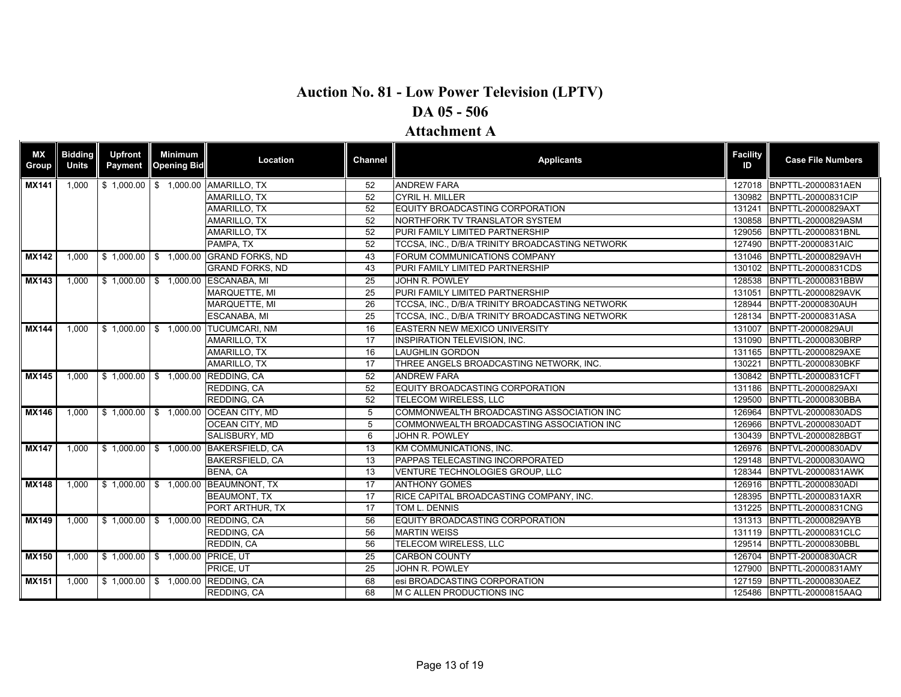# Auction No. 81 - Low Power Television (LPTV)

## DA 05 - 506

## Attachment A

| MX Group | Bidding Units | Upfront Payment | Minimum Opening Bid | Location | Channel | Applicants | Facility ID | Case File Numbers |
|---|---|---|---|---|---|---|---|---|
| MX141 | 1,000 | $ 1,000.00 | $ 1,000.00 | AMARILLO, TX | 52 | ANDREW FARA | 127018 | BNPTTL-20000831AEN |
| | | | | AMARILLO, TX | 52 | CYRIL H. MILLER | 130982 | BNPTTL-20000831CIP |
| | | | | AMARILLO, TX | 52 | EQUITY BROADCASTING CORPORATION | 131241 | BNPTTL-20000829AXT |
| | | | | AMARILLO, TX | 52 | NORTHFORK TV TRANSLATOR SYSTEM | 130858 | BNPTTL-20000829ASM |
| | | | | AMARILLO, TX | 52 | PURI FAMILY LIMITED PARTNERSHIP | 129056 | BNPTTL-20000831BNL |
| | | | | PAMPA, TX | 52 | TCCSA, INC., D/B/A TRINITY BROADCASTING NETWORK | 127490 | BNPTT-20000831AIC |
| MX142 | 1,000 | $ 1,000.00 | $ 1,000.00 | GRAND FORKS, ND | 43 | FORUM COMMUNICATIONS COMPANY | 131046 | BNPTTL-20000829AVH |
| | | | | GRAND FORKS, ND | 43 | PURI FAMILY LIMITED PARTNERSHIP | 130102 | BNPTTL-20000831CDS |
| MX143 | 1,000 | $ 1,000.00 | $ 1,000.00 | ESCANABA, MI | 25 | JOHN R. POWLEY | 128538 | BNPTTL-20000831BBW |
| | | | | MARQUETTE, MI | 25 | PURI FAMILY LIMITED PARTNERSHIP | 131051 | BNPTTL-20000829AVK |
| | | | | MARQUETTE, MI | 26 | TCCSA, INC., D/B/A TRINITY BROADCASTING NETWORK | 128944 | BNPTT-20000830AUH |
| | | | | ESCANABA, MI | 25 | TCCSA, INC., D/B/A TRINITY BROADCASTING NETWORK | 128134 | BNPTT-20000831ASA |
| MX144 | 1,000 | $ 1,000.00 | $ 1,000.00 | TUCUMCARI, NM | 16 | EASTERN NEW MEXICO UNIVERSITY | 131007 | BNPTT-20000829AUI |
| | | | | AMARILLO, TX | 17 | INSPIRATION TELEVISION, INC. | 131090 | BNPTTL-20000830BRP |
| | | | | AMARILLO, TX | 16 | LAUGHLIN GORDON | 131165 | BNPTTL-20000829AXE |
| | | | | AMARILLO, TX | 17 | THREE ANGELS BROADCASTING NETWORK, INC. | 130221 | BNPTTL-20000830BKF |
| MX145 | 1,000 | $ 1,000.00 | $ 1,000.00 | REDDING, CA | 52 | ANDREW FARA | 130842 | BNPTTL-20000831CFT |
| | | | | REDDING, CA | 52 | EQUITY BROADCASTING CORPORATION | 131186 | BNPTTL-20000829AXI |
| | | | | REDDING, CA | 52 | TELECOM WIRELESS, LLC | 129500 | BNPTTL-20000830BBA |
| MX146 | 1,000 | $ 1,000.00 | $ 1,000.00 | OCEAN CITY, MD | 5 | COMMONWEALTH BROADCASTING ASSOCIATION INC | 126964 | BNPTVL-20000830ADS |
| | | | | OCEAN CITY, MD | 5 | COMMONWEALTH BROADCASTING ASSOCIATION INC | 126966 | BNPTVL-20000830ADT |
| | | | | SALISBURY, MD | 6 | JOHN R. POWLEY | 130439 | BNPTVL-20000828BGT |
| MX147 | 1,000 | $ 1,000.00 | $ 1,000.00 | BAKERSFIELD, CA | 13 | KM COMMUNICATIONS, INC. | 126976 | BNPTVL-20000830ADV |
| | | | | BAKERSFIELD, CA | 13 | PAPPAS TELECASTING INCORPORATED | 129148 | BNPTVL-20000830AWQ |
| | | | | BENA, CA | 13 | VENTURE TECHNOLOGIES GROUP, LLC | 128344 | BNPTVL-20000831AWK |
| MX148 | 1,000 | $ 1,000.00 | $ 1,000.00 | BEAUMNONT, TX | 17 | ANTHONY GOMES | 126916 | BNPTTL-20000830ADI |
| | | | | BEAUMONT, TX | 17 | RICE CAPITAL BROADCASTING COMPANY, INC. | 128395 | BNPTTL-20000831AXR |
| | | | | PORT ARTHUR, TX | 17 | TOM L. DENNIS | 131225 | BNPTTL-20000831CNG |
| MX149 | 1,000 | $ 1,000.00 | $ 1,000.00 | REDDING, CA | 56 | EQUITY BROADCASTING CORPORATION | 131313 | BNPTTL-20000829AYB |
| | | | | REDDING, CA | 56 | MARTIN WEISS | 131119 | BNPTTL-20000831CLC |
| | | | | REDDIN, CA | 56 | TELECOM WIRELESS, LLC | 129514 | BNPTTL-20000830BBL |
| MX150 | 1,000 | $ 1,000.00 | $ 1,000.00 | PRICE, UT | 25 | CARBON COUNTY | 126704 | BNPTT-20000830ACR |
| | | | | PRICE, UT | 25 | JOHN R. POWLEY | 127900 | BNPTTL-20000831AMY |
| MX151 | 1,000 | $ 1,000.00 | $ 1,000.00 | REDDING, CA | 68 | esi BROADCASTING CORPORATION | 127159 | BNPTTL-20000830AEZ |
| | | | | REDDING, CA | 68 | M C ALLEN PRODUCTIONS INC | 125486 | BNPTTL-20000815AAQ |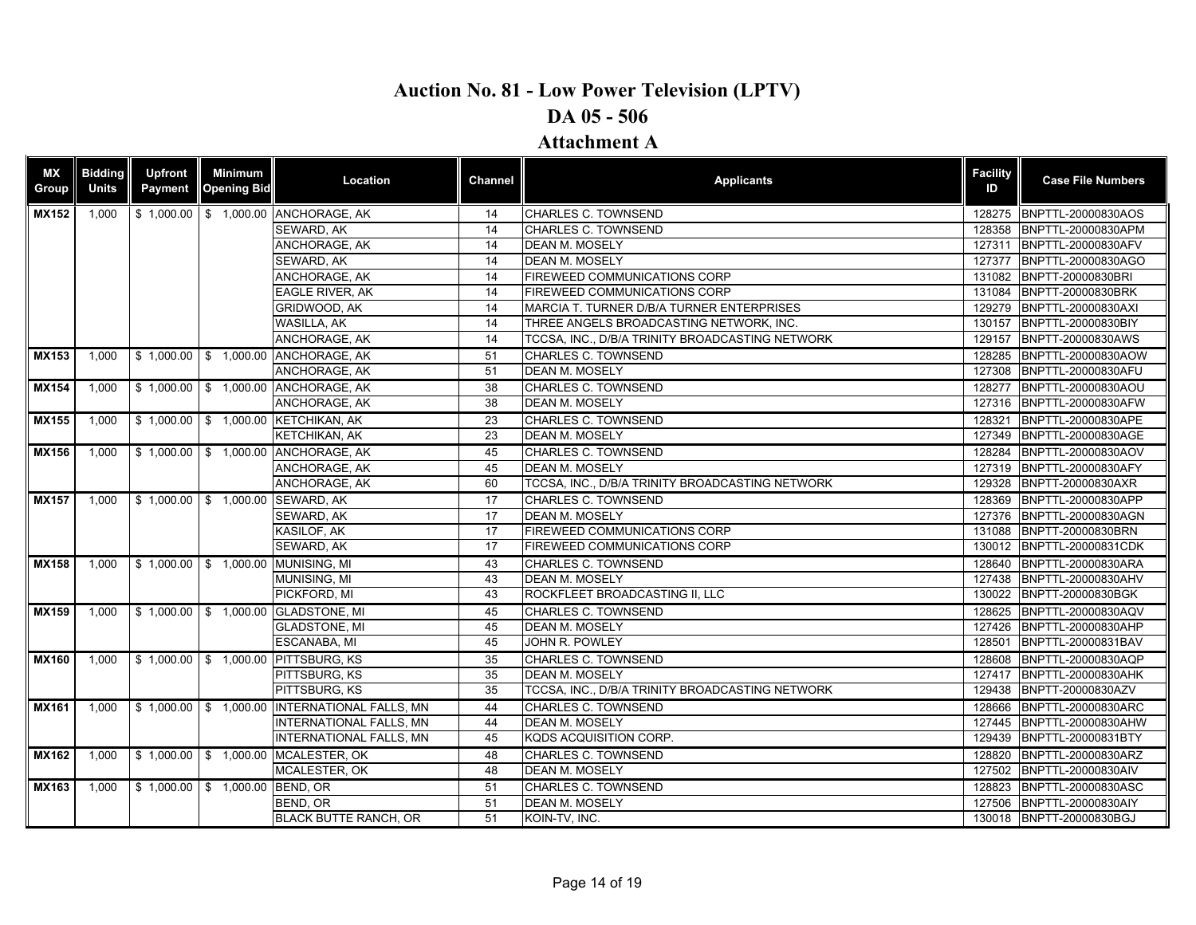# Auction No. 81 - Low Power Television (LPTV)

## DA 05 - 506

## Attachment A

| MX Group | Bidding Units | Upfront Payment | Minimum Opening Bid | Location | Channel | Applicants | Facility ID | Case File Numbers |
|---|---|---|---|---|---|---|---|---|
| MX152 | 1,000 | $ 1,000.00 | $ 1,000.00 | ANCHORAGE, AK | 14 | CHARLES C. TOWNSEND | 128275 | BNPTTL-20000830AOS |
| | | | | SEWARD, AK | 14 | CHARLES C. TOWNSEND | 128358 | BNPTTL-20000830APM |
| | | | | ANCHORAGE, AK | 14 | DEAN M. MOSELY | 127311 | BNPTTL-20000830AFV |
| | | | | SEWARD, AK | 14 | DEAN M. MOSELY | 127377 | BNPTTL-20000830AGO |
| | | | | ANCHORAGE, AK | 14 | FIREWEED COMMUNICATIONS CORP | 131082 | BNPTT-20000830BRI |
| | | | | EAGLE RIVER, AK | 14 | FIREWEED COMMUNICATIONS CORP | 131084 | BNPTT-20000830BRK |
| | | | | GRIDWOOD, AK | 14 | MARCIA T. TURNER D/B/A TURNER ENTERPRISES | 129279 | BNPTTL-20000830AXI |
| | | | | WASILLA, AK | 14 | THREE ANGELS BROADCASTING NETWORK, INC. | 130157 | BNPTTL-20000830BIY |
| | | | | ANCHORAGE, AK | 14 | TCCSA, INC., D/B/A TRINITY BROADCASTING NETWORK | 129157 | BNPTT-20000830AWS |
| MX153 | 1,000 | $ 1,000.00 | $ 1,000.00 | ANCHORAGE, AK | 51 | CHARLES C. TOWNSEND | 128285 | BNPTTL-20000830AOW |
| | | | | ANCHORAGE, AK | 51 | DEAN M. MOSELY | 127308 | BNPTTL-20000830AFU |
| MX154 | 1,000 | $ 1,000.00 | $ 1,000.00 | ANCHORAGE, AK | 38 | CHARLES C. TOWNSEND | 128277 | BNPTTL-20000830AOU |
| | | | | ANCHORAGE, AK | 38 | DEAN M. MOSELY | 127316 | BNPTTL-20000830AFW |
| MX155 | 1,000 | $ 1,000.00 | $ 1,000.00 | KETCHIKAN, AK | 23 | CHARLES C. TOWNSEND | 128321 | BNPTTL-20000830APE |
| | | | | KETCHIKAN, AK | 23 | DEAN M. MOSELY | 127349 | BNPTTL-20000830AGE |
| MX156 | 1,000 | $ 1,000.00 | $ 1,000.00 | ANCHORAGE, AK | 45 | CHARLES C. TOWNSEND | 128284 | BNPTTL-20000830AOV |
| | | | | ANCHORAGE, AK | 45 | DEAN M. MOSELY | 127319 | BNPTTL-20000830AFY |
| | | | | ANCHORAGE, AK | 60 | TCCSA, INC., D/B/A TRINITY BROADCASTING NETWORK | 129328 | BNPTT-20000830AXR |
| MX157 | 1,000 | $ 1,000.00 | $ 1,000.00 | SEWARD, AK | 17 | CHARLES C. TOWNSEND | 128369 | BNPTTL-20000830APP |
| | | | | SEWARD, AK | 17 | DEAN M. MOSELY | 127376 | BNPTTL-20000830AGN |
| | | | | KASILOF, AK | 17 | FIREWEED COMMUNICATIONS CORP | 131088 | BNPTT-20000830BRN |
| | | | | SEWARD, AK | 17 | FIREWEED COMMUNICATIONS CORP | 130012 | BNPTTL-20000831CDK |
| MX158 | 1,000 | $ 1,000.00 | $ 1,000.00 | MUNISING, MI | 43 | CHARLES C. TOWNSEND | 128640 | BNPTTL-20000830ARA |
| | | | | MUNISING, MI | 43 | DEAN M. MOSELY | 127438 | BNPTTL-20000830AHV |
| | | | | PICKFORD, MI | 43 | ROCKFLEET BROADCASTING II, LLC | 130022 | BNPTT-20000830BGK |
| MX159 | 1,000 | $ 1,000.00 | $ 1,000.00 | GLADSTONE, MI | 45 | CHARLES C. TOWNSEND | 128625 | BNPTTL-20000830AQV |
| | | | | GLADSTONE, MI | 45 | DEAN M. MOSELY | 127426 | BNPTTL-20000830AHP |
| | | | | ESCANABA, MI | 45 | JOHN R. POWLEY | 128501 | BNPTTL-20000831BAV |
| MX160 | 1,000 | $ 1,000.00 | $ 1,000.00 | PITTSBURG, KS | 35 | CHARLES C. TOWNSEND | 128608 | BNPTTL-20000830AQP |
| | | | | PITTSBURG, KS | 35 | DEAN M. MOSELY | 127417 | BNPTTL-20000830AHK |
| | | | | PITTSBURG, KS | 35 | TCCSA, INC., D/B/A TRINITY BROADCASTING NETWORK | 129438 | BNPTT-20000830AZV |
| MX161 | 1,000 | $ 1,000.00 | $ 1,000.00 | INTERNATIONAL FALLS, MN | 44 | CHARLES C. TOWNSEND | 128666 | BNPTTL-20000830ARC |
| | | | | INTERNATIONAL FALLS, MN | 44 | DEAN M. MOSELY | 127445 | BNPTTL-20000830AHW |
| | | | | INTERNATIONAL FALLS, MN | 45 | KQDS ACQUISITION CORP. | 129439 | BNPTTL-20000831BTY |
| MX162 | 1,000 | $ 1,000.00 | $ 1,000.00 | MCALESTER, OK | 48 | CHARLES C. TOWNSEND | 128820 | BNPTTL-20000830ARZ |
| | | | | MCALESTER, OK | 48 | DEAN M. MOSELY | 127502 | BNPTTL-20000830AIV |
| MX163 | 1,000 | $ 1,000.00 | $ 1,000.00 | BEND, OR | 51 | CHARLES C. TOWNSEND | 128823 | BNPTTL-20000830ASC |
| | | | | BEND, OR | 51 | DEAN M. MOSELY | 127506 | BNPTTL-20000830AIY |
| | | | | BLACK BUTTE RANCH, OR | 51 | KOIN-TV, INC. | 130018 | BNPTT-20000830BGJ |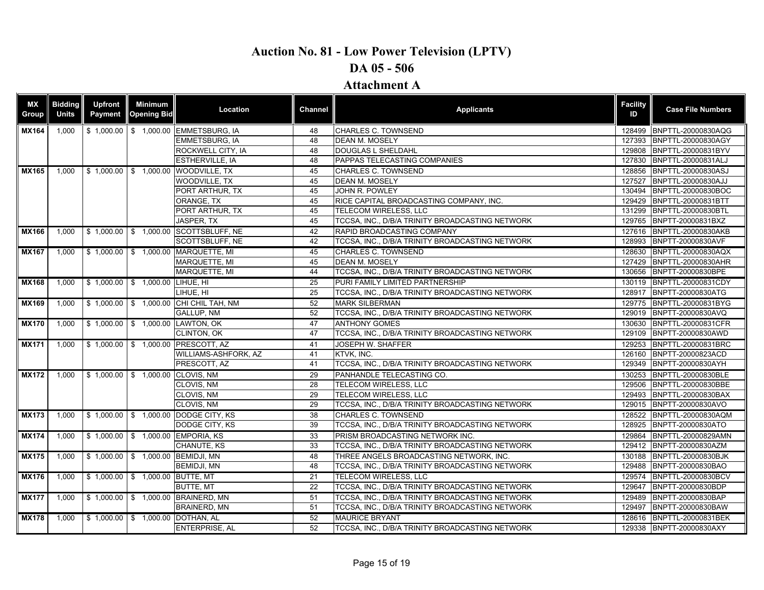# Auction No. 81 - Low Power Television (LPTV)

## DA 05 - 506

## Attachment A

| MX Group | Bidding Units | Upfront Payment | Minimum Opening Bid | Location | Channel | Applicants | Facility ID | Case File Numbers |
|---|---|---|---|---|---|---|---|---|
| MX164 | 1,000 | $ 1,000.00 | $ 1,000.00 | EMMETSBURG, IA | 48 | CHARLES C. TOWNSEND | 128499 | BNPTTL-20000830AQG |
| | | | | EMMETSBURG, IA | 48 | DEAN M. MOSELY | 127393 | BNPTTL-20000830AGY |
| | | | | ROCKWELL CITY, IA | 48 | DOUGLAS L SHELDAHL | 129808 | BNPTTL-20000831BYV |
| | | | | ESTHERVILLE, IA | 48 | PAPPAS TELECASTING COMPANIES | 127830 | BNPTTL-20000831ALJ |
| MX165 | 1,000 | $ 1,000.00 | $ 1,000.00 | WOODVILLE, TX | 45 | CHARLES C. TOWNSEND | 128856 | BNPTTL-20000830ASJ |
| | | | | WOODVILLE, TX | 45 | DEAN M. MOSELY | 127527 | BNPTTL-20000830AJJ |
| | | | | PORT ARTHUR, TX | 45 | JOHN R. POWLEY | 130494 | BNPTTL-20000830BOC |
| | | | | ORANGE, TX | 45 | RICE CAPITAL BROADCASTING COMPANY, INC. | 129429 | BNPTTL-20000831BTT |
| | | | | PORT ARTHUR, TX | 45 | TELECOM WIRELESS, LLC | 131299 | BNPTTL-20000830BTL |
| | | | | JASPER, TX | 45 | TCCSA, INC., D/B/A TRINITY BROADCASTING NETWORK | 129765 | BNPTT-20000831BXZ |
| MX166 | 1,000 | $ 1,000.00 | $ 1,000.00 | SCOTTSBLUFF, NE | 42 | RAPID BROADCASTING COMPANY | 127616 | BNPTTL-20000830AKB |
| | | | | SCOTTSBLUFF, NE | 42 | TCCSA, INC., D/B/A TRINITY BROADCASTING NETWORK | 128993 | BNPTT-20000830AVF |
| MX167 | 1,000 | $ 1,000.00 | $ 1,000.00 | MARQUETTE, MI | 45 | CHARLES C. TOWNSEND | 128630 | BNPTTL-20000830AQX |
| | | | | MARQUETTE, MI | 45 | DEAN M. MOSELY | 127429 | BNPTTL-20000830AHR |
| | | | | MARQUETTE, MI | 44 | TCCSA, INC., D/B/A TRINITY BROADCASTING NETWORK | 130656 | BNPTT-20000830BPE |
| MX168 | 1,000 | $ 1,000.00 | $ 1,000.00 | LIHUE, HI | 25 | PURI FAMILY LIMITED PARTNERSHIP | 130119 | BNPTTL-20000831CDY |
| | | | | LIHUE, HI | 25 | TCCSA, INC., D/B/A TRINITY BROADCASTING NETWORK | 128917 | BNPTT-20000830ATG |
| MX169 | 1,000 | $ 1,000.00 | $ 1,000.00 | CHI CHIL TAH, NM | 52 | MARK SILBERMAN | 129775 | BNPTTL-20000831BYG |
| | | | | GALLUP, NM | 52 | TCCSA, INC., D/B/A TRINITY BROADCASTING NETWORK | 129019 | BNPTT-20000830AVQ |
| MX170 | 1,000 | $ 1,000.00 | $ 1,000.00 | LAWTON, OK | 47 | ANTHONY GOMES | 130630 | BNPTTL-20000831CFR |
| | | | | CLINTON, OK | 47 | TCCSA, INC., D/B/A TRINITY BROADCASTING NETWORK | 129109 | BNPTT-20000830AWD |
| MX171 | 1,000 | $ 1,000.00 | $ 1,000.00 | PRESCOTT, AZ | 41 | JOSEPH W. SHAFFER | 129253 | BNPTTL-20000831BRC |
| | | | | WILLIAMS-ASHFORK, AZ | 41 | KTVK, INC. | 126160 | BNPTT-20000823ACD |
| | | | | PRESCOTT, AZ | 41 | TCCSA, INC., D/B/A TRINITY BROADCASTING NETWORK | 129349 | BNPTT-20000830AYH |
| MX172 | 1,000 | $ 1,000.00 | $ 1,000.00 | CLOVIS, NM | 29 | PANHANDLE TELECASTING CO. | 130253 | BNPTTL-20000830BLE |
| | | | | CLOVIS, NM | 28 | TELECOM WIRELESS, LLC | 129506 | BNPTTL-20000830BBE |
| | | | | CLOVIS, NM | 29 | TELECOM WIRELESS, LLC | 129493 | BNPTTL-20000830BAX |
| | | | | CLOVIS, NM | 29 | TCCSA, INC., D/B/A TRINITY BROADCASTING NETWORK | 129015 | BNPTT-20000830AVO |
| MX173 | 1,000 | $ 1,000.00 | $ 1,000.00 | DODGE CITY, KS | 38 | CHARLES C. TOWNSEND | 128522 | BNPTTL-20000830AQM |
| | | | | DODGE CITY, KS | 39 | TCCSA, INC., D/B/A TRINITY BROADCASTING NETWORK | 128925 | BNPTT-20000830ATO |
| MX174 | 1,000 | $ 1,000.00 | $ 1,000.00 | EMPORIA, KS | 33 | PRISM BROADCASTING NETWORK INC. | 129864 | BNPTTL-20000829AMN |
| | | | | CHANUTE, KS | 33 | TCCSA, INC., D/B/A TRINITY BROADCASTING NETWORK | 129412 | BNPTT-20000830AZM |
| MX175 | 1,000 | $ 1,000.00 | $ 1,000.00 | BEMIDJI, MN | 48 | THREE ANGELS BROADCASTING NETWORK, INC. | 130188 | BNPTTL-20000830BJK |
| | | | | BEMIDJI, MN | 48 | TCCSA, INC., D/B/A TRINITY BROADCASTING NETWORK | 129488 | BNPTT-20000830BAO |
| MX176 | 1,000 | $ 1,000.00 | $ 1,000.00 | BUTTE, MT | 21 | TELECOM WIRELESS, LLC | 129574 | BNPTTL-20000830BCV |
| | | | | BUTTE, MT | 22 | TCCSA, INC., D/B/A TRINITY BROADCASTING NETWORK | 129647 | BNPTT-20000830BDP |
| MX177 | 1,000 | $ 1,000.00 | $ 1,000.00 | BRAINERD, MN | 51 | TCCSA, INC., D/B/A TRINITY BROADCASTING NETWORK | 129489 | BNPTT-20000830BAP |
| | | | | BRAINERD, MN | 51 | TCCSA, INC., D/B/A TRINITY BROADCASTING NETWORK | 129497 | BNPTT-20000830BAW |
| MX178 | 1,000 | $ 1,000.00 | $ 1,000.00 | DOTHAN, AL | 52 | MAURICE BRYANT | 128616 | BNPTTL-20000831BEK |
| | | | | ENTERPRISE, AL | 52 | TCCSA, INC., D/B/A TRINITY BROADCASTING NETWORK | 129338 | BNPTT-20000830AXY |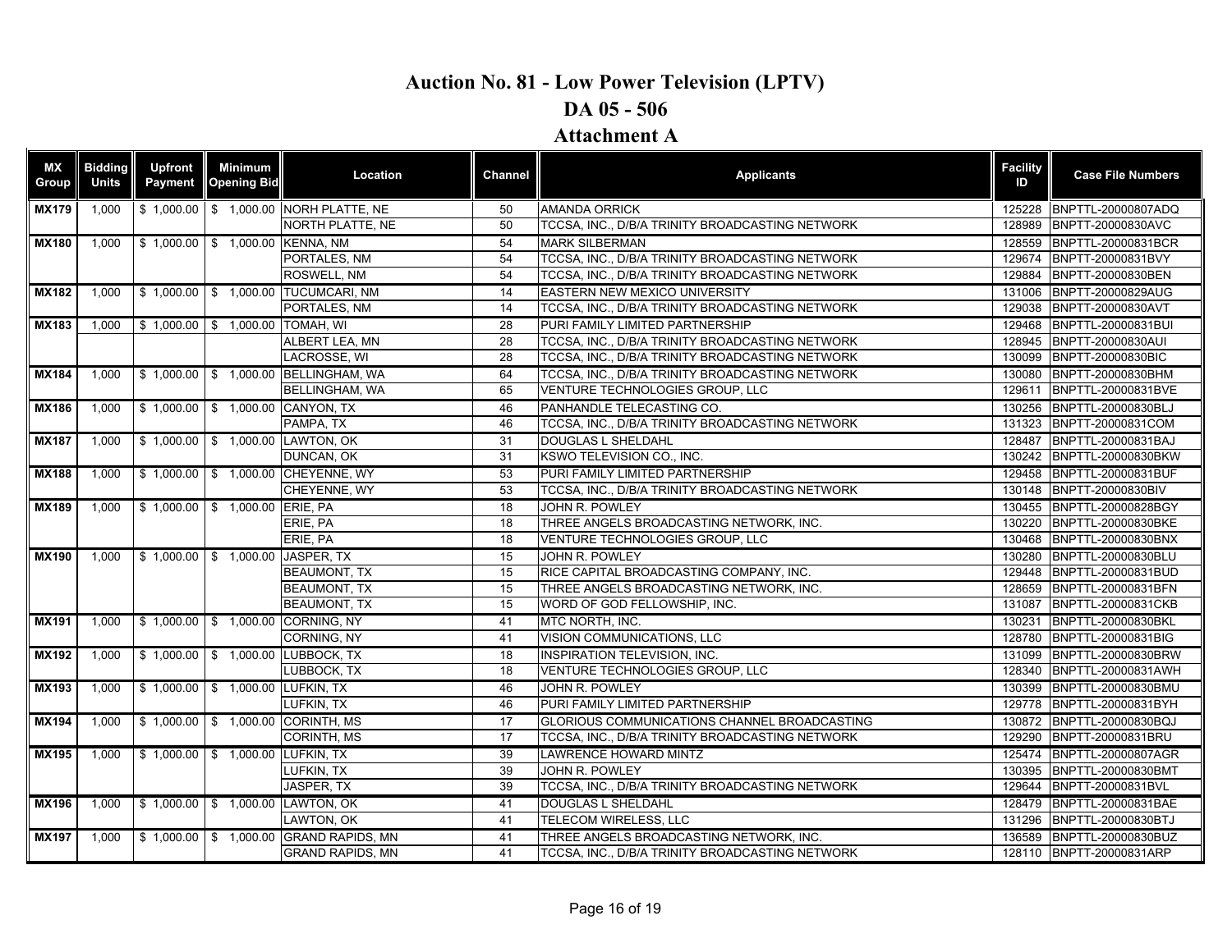# Auction No. 81 - Low Power Television (LPTV)

## DA 05 - 506

## Attachment A

| MX Group | Bidding Units | Upfront Payment | Minimum Opening Bid | Location | Channel | Applicants | Facility ID | Case File Numbers |
|---|---|---|---|---|---|---|---|---|
| MX179 | 1,000 | $ 1,000.00 | $ 1,000.00 | NORH PLATTE, NE | 50 | AMANDA ORRICK | 125228 | BNPTTL-20000807ADQ |
| | | | | NORTH PLATTE, NE | 50 | TCCSA, INC., D/B/A TRINITY BROADCASTING NETWORK | 128989 | BNPTT-20000830AVC |
| MX180 | 1,000 | $ 1,000.00 | $ 1,000.00 | KENNA, NM | 54 | MARK SILBERMAN | 128559 | BNPTTL-20000831BCR |
| | | | | PORTALES, NM | 54 | TCCSA, INC., D/B/A TRINITY BROADCASTING NETWORK | 129674 | BNPTT-20000831BVY |
| | | | | ROSWELL, NM | 54 | TCCSA, INC., D/B/A TRINITY BROADCASTING NETWORK | 129884 | BNPTT-20000830BEN |
| MX182 | 1,000 | $ 1,000.00 | $ 1,000.00 | TUCUMCARI, NM | 14 | EASTERN NEW MEXICO UNIVERSITY | 131006 | BNPTT-20000829AUG |
| | | | | PORTALES, NM | 14 | TCCSA, INC., D/B/A TRINITY BROADCASTING NETWORK | 129038 | BNPTT-20000830AVT |
| MX183 | 1,000 | $ 1,000.00 | $ 1,000.00 | TOMAH, WI | 28 | PURI FAMILY LIMITED PARTNERSHIP | 129468 | BNPTTL-20000831BUI |
| | | | | ALBERT LEA, MN | 28 | TCCSA, INC., D/B/A TRINITY BROADCASTING NETWORK | 128945 | BNPTT-20000830AUI |
| | | | | LACROSSE, WI | 28 | TCCSA, INC., D/B/A TRINITY BROADCASTING NETWORK | 130099 | BNPTT-20000830BIC |
| MX184 | 1,000 | $ 1,000.00 | $ 1,000.00 | BELLINGHAM, WA | 64 | TCCSA, INC., D/B/A TRINITY BROADCASTING NETWORK | 130080 | BNPTT-20000830BHM |
| | | | | BELLINGHAM, WA | 65 | VENTURE TECHNOLOGIES GROUP, LLC | 129611 | BNPTTL-20000831BVE |
| MX186 | 1,000 | $ 1,000.00 | $ 1,000.00 | CANYON, TX | 46 | PANHANDLE TELECASTING CO. | 130256 | BNPTTL-20000830BLJ |
| | | | | PAMPA, TX | 46 | TCCSA, INC., D/B/A TRINITY BROADCASTING NETWORK | 131323 | BNPTT-20000831COM |
| MX187 | 1,000 | $ 1,000.00 | $ 1,000.00 | LAWTON, OK | 31 | DOUGLAS L SHELDAHL | 128487 | BNPTTL-20000831BAJ |
| | | | | DUNCAN, OK | 31 | KSWO TELEVISION CO., INC. | 130242 | BNPTTL-20000830BKW |
| MX188 | 1,000 | $ 1,000.00 | $ 1,000.00 | CHEYENNE, WY | 53 | PURI FAMILY LIMITED PARTNERSHIP | 129458 | BNPTTL-20000831BUF |
| | | | | CHEYENNE, WY | 53 | TCCSA, INC., D/B/A TRINITY BROADCASTING NETWORK | 130148 | BNPTT-20000830BIV |
| MX189 | 1,000 | $ 1,000.00 | $ 1,000.00 | ERIE, PA | 18 | JOHN R. POWLEY | 130455 | BNPTTL-20000828BGY |
| | | | | ERIE, PA | 18 | THREE ANGELS BROADCASTING NETWORK, INC. | 130220 | BNPTTL-20000830BKE |
| | | | | ERIE, PA | 18 | VENTURE TECHNOLOGIES GROUP, LLC | 130468 | BNPTTL-20000830BNX |
| MX190 | 1,000 | $ 1,000.00 | $ 1,000.00 | JASPER, TX | 15 | JOHN R. POWLEY | 130280 | BNPTTL-20000830BLU |
| | | | | BEAUMONT, TX | 15 | RICE CAPITAL BROADCASTING COMPANY, INC. | 129448 | BNPTTL-20000831BUD |
| | | | | BEAUMONT, TX | 15 | THREE ANGELS BROADCASTING NETWORK, INC. | 128659 | BNPTTL-20000831BFN |
| | | | | BEAUMONT, TX | 15 | WORD OF GOD FELLOWSHIP, INC. | 131087 | BNPTTL-20000831CKB |
| MX191 | 1,000 | $ 1,000.00 | $ 1,000.00 | CORNING, NY | 41 | MTC NORTH, INC. | 130231 | BNPTTL-20000830BKL |
| | | | | CORNING, NY | 41 | VISION COMMUNICATIONS, LLC | 128780 | BNPTTL-20000831BIG |
| MX192 | 1,000 | $ 1,000.00 | $ 1,000.00 | LUBBOCK, TX | 18 | INSPIRATION TELEVISION, INC. | 131099 | BNPTTL-20000830BRW |
| | | | | LUBBOCK, TX | 18 | VENTURE TECHNOLOGIES GROUP, LLC | 128340 | BNPTTL-20000831AWH |
| MX193 | 1,000 | $ 1,000.00 | $ 1,000.00 | LUFKIN, TX | 46 | JOHN R. POWLEY | 130399 | BNPTTL-20000830BMU |
| | | | | LUFKIN, TX | 46 | PURI FAMILY LIMITED PARTNERSHIP | 129778 | BNPTTL-20000831BYH |
| MX194 | 1,000 | $ 1,000.00 | $ 1,000.00 | CORINTH, MS | 17 | GLORIOUS COMMUNICATIONS CHANNEL BROADCASTING | 130872 | BNPTTL-20000830BQJ |
| | | | | CORINTH, MS | 17 | TCCSA, INC., D/B/A TRINITY BROADCASTING NETWORK | 129290 | BNPTT-20000831BRU |
| MX195 | 1,000 | $ 1,000.00 | $ 1,000.00 | LUFKIN, TX | 39 | LAWRENCE HOWARD MINTZ | 125474 | BNPTTL-20000807AGR |
| | | | | LUFKIN, TX | 39 | JOHN R. POWLEY | 130395 | BNPTTL-20000830BMT |
| | | | | JASPER, TX | 39 | TCCSA, INC., D/B/A TRINITY BROADCASTING NETWORK | 129644 | BNPTT-20000831BVL |
| MX196 | 1,000 | $ 1,000.00 | $ 1,000.00 | LAWTON, OK | 41 | DOUGLAS L SHELDAHL | 128479 | BNPTTL-20000831BAE |
| | | | | LAWTON, OK | 41 | TELECOM WIRELESS, LLC | 131296 | BNPTTL-20000830BTJ |
| MX197 | 1,000 | $ 1,000.00 | $ 1,000.00 | GRAND RAPIDS, MN | 41 | THREE ANGELS BROADCASTING NETWORK, INC. | 136589 | BNPTTL-20000830BUZ |
| | | | | GRAND RAPIDS, MN | 41 | TCCSA, INC., D/B/A TRINITY BROADCASTING NETWORK | 128110 | BNPTT-20000831ARP |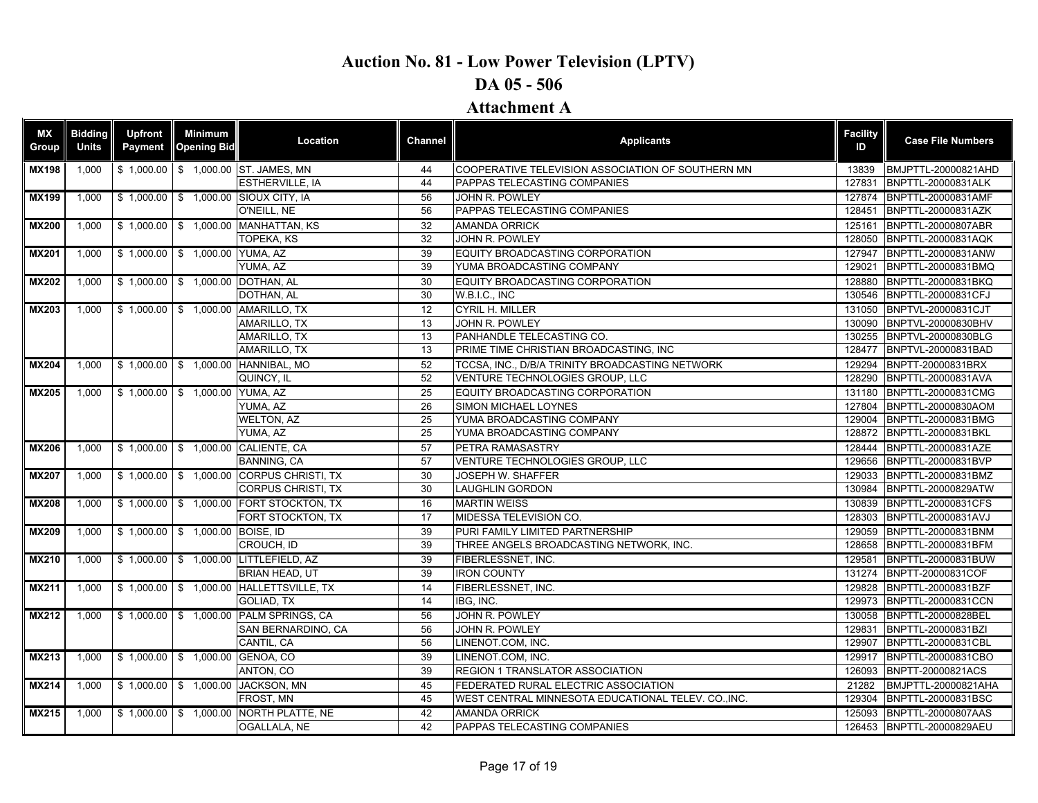# Auction No. 81 - Low Power Television (LPTV)

## DA 05 - 506

## Attachment A

| MX Group | Bidding Units | Upfront Payment | Minimum Opening Bid | Location | Channel | Applicants | Facility ID | Case File Numbers |
|---|---|---|---|---|---|---|---|---|
| MX198 | 1,000 | $ 1,000.00 | $ 1,000.00 | ST. JAMES, MN | 44 | COOPERATIVE TELEVISION ASSOCIATION OF SOUTHERN MN | 13839 | BMJPTTL-20000821AHD |
| | | | | ESTHERVILLE, IA | 44 | PAPPAS TELECASTING COMPANIES | 127831 | BNPTTL-20000831ALK |
| MX199 | 1,000 | $ 1,000.00 | $ 1,000.00 | SIOUX CITY, IA | 56 | JOHN R. POWLEY | 127874 | BNPTTL-20000831AMF |
| | | | | O'NEILL, NE | 56 | PAPPAS TELECASTING COMPANIES | 128451 | BNPTTL-20000831AZK |
| MX200 | 1,000 | $ 1,000.00 | $ 1,000.00 | MANHATTAN, KS | 32 | AMANDA ORRICK | 125161 | BNPTTL-20000807ABR |
| | | | | TOPEKA, KS | 32 | JOHN R. POWLEY | 128050 | BNPTTL-20000831AQK |
| MX201 | 1,000 | $ 1,000.00 | $ 1,000.00 | YUMA, AZ | 39 | EQUITY BROADCASTING CORPORATION | 127947 | BNPTTL-20000831ANW |
| | | | | YUMA, AZ | 39 | YUMA BROADCASTING COMPANY | 129021 | BNPTTL-20000831BMQ |
| MX202 | 1,000 | $ 1,000.00 | $ 1,000.00 | DOTHAN, AL | 30 | EQUITY BROADCASTING CORPORATION | 128880 | BNPTTL-20000831BKQ |
| | | | | DOTHAN, AL | 30 | W.B.I.C., INC | 130546 | BNPTTL-20000831CFJ |
| MX203 | 1,000 | $ 1,000.00 | $ 1,000.00 | AMARILLO, TX | 12 | CYRIL H. MILLER | 131050 | BNPTVL-20000831CJT |
| | | | | AMARILLO, TX | 13 | JOHN R. POWLEY | 130090 | BNPTVL-20000830BHV |
| | | | | AMARILLO, TX | 13 | PANHANDLE TELECASTING CO. | 130255 | BNPTVL-20000830BLG |
| | | | | AMARILLO, TX | 13 | PRIME TIME CHRISTIAN BROADCASTING, INC | 128477 | BNPTVL-20000831BAD |
| MX204 | 1,000 | $ 1,000.00 | $ 1,000.00 | HANNIBAL, MO | 52 | TCCSA, INC., D/B/A TRINITY BROADCASTING NETWORK | 129294 | BNPTT-20000831BRX |
| | | | | QUINCY, IL | 52 | VENTURE TECHNOLOGIES GROUP, LLC | 128290 | BNPTTL-20000831AVA |
| MX205 | 1,000 | $ 1,000.00 | $ 1,000.00 | YUMA, AZ | 25 | EQUITY BROADCASTING CORPORATION | 131180 | BNPTTL-20000831CMG |
| | | | | YUMA, AZ | 26 | SIMON MICHAEL LOYNES | 127804 | BNPTTL-20000830AOM |
| | | | | WELTON, AZ | 25 | YUMA BROADCASTING COMPANY | 129004 | BNPTTL-20000831BMG |
| | | | | YUMA, AZ | 25 | YUMA BROADCASTING COMPANY | 128872 | BNPTTL-20000831BKL |
| MX206 | 1,000 | $ 1,000.00 | $ 1,000.00 | CALIENTE, CA | 57 | PETRA RAMASASTRY | 128444 | BNPTTL-20000831AZE |
| | | | | BANNING, CA | 57 | VENTURE TECHNOLOGIES GROUP, LLC | 129656 | BNPTTL-20000831BVP |
| MX207 | 1,000 | $ 1,000.00 | $ 1,000.00 | CORPUS CHRISTI, TX | 30 | JOSEPH W. SHAFFER | 129033 | BNPTTL-20000831BMZ |
| | | | | CORPUS CHRISTI, TX | 30 | LAUGHLIN GORDON | 130984 | BNPTTL-20000829ATW |
| MX208 | 1,000 | $ 1,000.00 | $ 1,000.00 | FORT STOCKTON, TX | 16 | MARTIN WEISS | 130839 | BNPTTL-20000831CFS |
| | | | | FORT STOCKTON, TX | 17 | MIDESSA TELEVISION CO. | 128303 | BNPTTL-20000831AVJ |
| MX209 | 1,000 | $ 1,000.00 | $ 1,000.00 | BOISE, ID | 39 | PURI FAMILY LIMITED PARTNERSHIP | 129059 | BNPTTL-20000831BNM |
| | | | | CROUCH, ID | 39 | THREE ANGELS BROADCASTING NETWORK, INC. | 128658 | BNPTTL-20000831BFM |
| MX210 | 1,000 | $ 1,000.00 | $ 1,000.00 | LITTLEFIELD, AZ | 39 | FIBERLESSNET, INC. | 129581 | BNPTTL-20000831BUW |
| | | | | BRIAN HEAD, UT | 39 | IRON COUNTY | 131274 | BNPTT-20000831COF |
| MX211 | 1,000 | $ 1,000.00 | $ 1,000.00 | HALLETTSVILLE, TX | 14 | FIBERLESSNET, INC. | 129828 | BNPTTL-20000831BZF |
| | | | | GOLIAD, TX | 14 | IBG, INC. | 129973 | BNPTTL-20000831CCN |
| MX212 | 1,000 | $ 1,000.00 | $ 1,000.00 | PALM SPRINGS, CA | 56 | JOHN R. POWLEY | 130058 | BNPTTL-20000828BEL |
| | | | | SAN BERNARDINO, CA | 56 | JOHN R. POWLEY | 129831 | BNPTTL-20000831BZI |
| | | | | CANTIL, CA | 56 | LINENOT.COM, INC. | 129907 | BNPTTL-20000831CBL |
| MX213 | 1,000 | $ 1,000.00 | $ 1,000.00 | GENOA, CO | 39 | LINENOT.COM, INC. | 129917 | BNPTTL-20000831CBO |
| | | | | ANTON, CO | 39 | REGION 1 TRANSLATOR ASSOCIATION | 126093 | BNPTT-20000821ACS |
| MX214 | 1,000 | $ 1,000.00 | $ 1,000.00 | JACKSON, MN | 45 | FEDERATED RURAL ELECTRIC ASSOCIATION | 21282 | BMJPTTL-20000821AHA |
| | | | | FROST, MN | 45 | WEST CENTRAL MINNESOTA EDUCATIONAL TELEV. CO.,INC. | 129304 | BNPTTL-20000831BSC |
| MX215 | 1,000 | $ 1,000.00 | $ 1,000.00 | NORTH PLATTE, NE | 42 | AMANDA ORRICK | 125093 | BNPTTL-20000807AAS |
| | | | | OGALLALA, NE | 42 | PAPPAS TELECASTING COMPANIES | 126453 | BNPTTL-20000829AEU |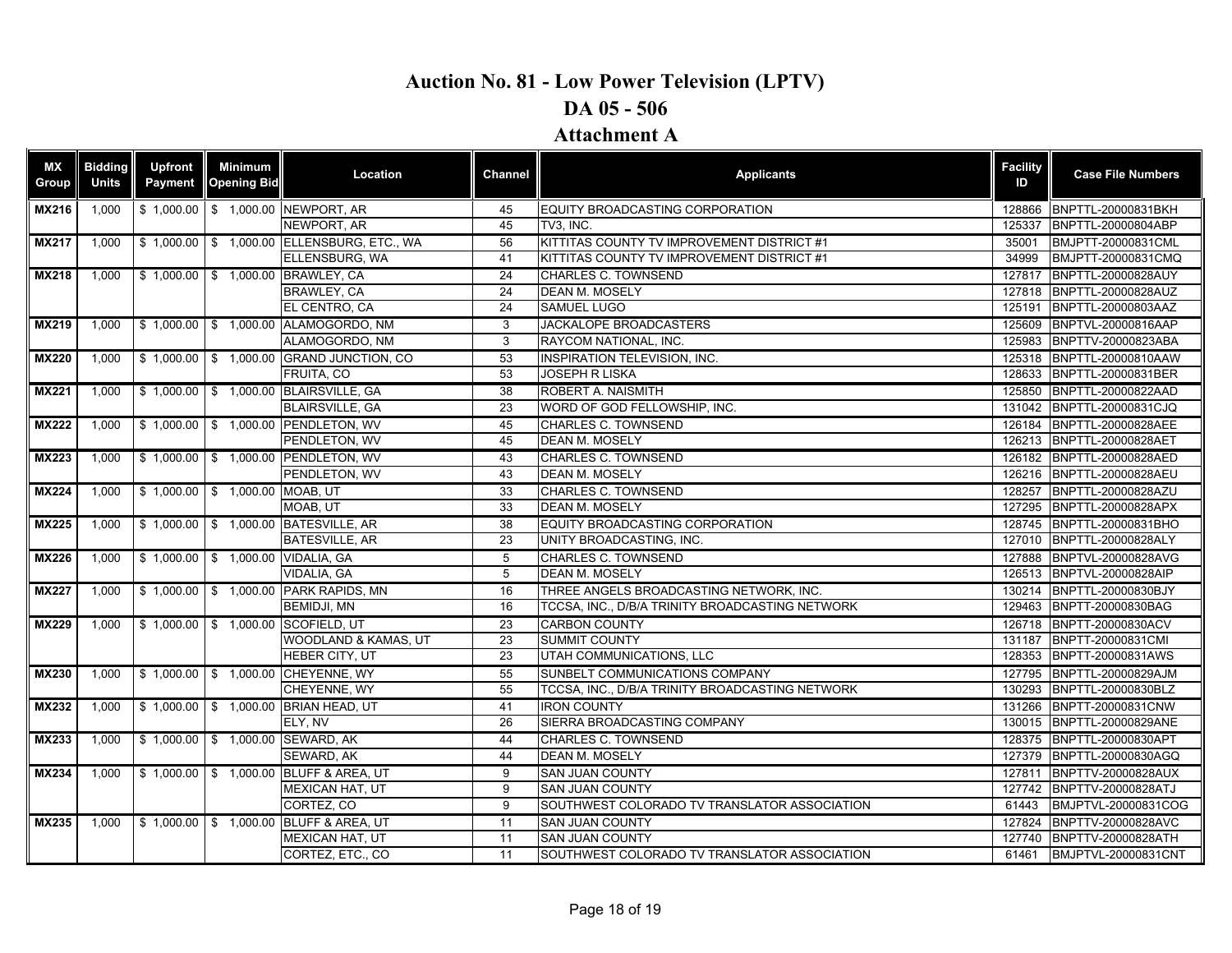# Auction No. 81 - Low Power Television (LPTV)

## DA 05 - 506

## Attachment A

| MX Group | Bidding Units | Upfront Payment | Minimum Opening Bid | Location | Channel | Applicants | Facility ID | Case File Numbers |
|---|---|---|---|---|---|---|---|---|
| MX216 | 1,000 | $ 1,000.00 | $ 1,000.00 | NEWPORT, AR | 45 | EQUITY BROADCASTING CORPORATION | 128866 | BNPTTL-20000831BKH |
| | | | | NEWPORT, AR | 45 | TV3, INC. | 125337 | BNPTTL-20000804ABP |
| MX217 | 1,000 | $ 1,000.00 | $ 1,000.00 | ELLENSBURG, ETC., WA | 56 | KITTITAS COUNTY TV IMPROVEMENT DISTRICT #1 | 35001 | BMJPTT-20000831CML |
| | | | | ELLENSBURG, WA | 41 | KITTITAS COUNTY TV IMPROVEMENT DISTRICT #1 | 34999 | BMJPTT-20000831CMQ |
| MX218 | 1,000 | $ 1,000.00 | $ 1,000.00 | BRAWLEY, CA | 24 | CHARLES C. TOWNSEND | 127817 | BNPTTL-20000828AUY |
| | | | | BRAWLEY, CA | 24 | DEAN M. MOSELY | 127818 | BNPTTL-20000828AUZ |
| | | | | EL CENTRO, CA | 24 | SAMUEL LUGO | 125191 | BNPTTL-20000803AAZ |
| MX219 | 1,000 | $ 1,000.00 | $ 1,000.00 | ALAMOGORDO, NM | 3 | JACKALOPE BROADCASTERS | 125609 | BNPTVL-20000816AAP |
| | | | | ALAMOGORDO, NM | 3 | RAYCOM NATIONAL, INC. | 125983 | BNPTTV-20000823ABA |
| MX220 | 1,000 | $ 1,000.00 | $ 1,000.00 | GRAND JUNCTION, CO | 53 | INSPIRATION TELEVISION, INC. | 125318 | BNPTTL-20000810AAW |
| | | | | FRUITA, CO | 53 | JOSEPH R LISKA | 128633 | BNPTTL-20000831BER |
| MX221 | 1,000 | $ 1,000.00 | $ 1,000.00 | BLAIRSVILLE, GA | 38 | ROBERT A. NAISMITH | 125850 | BNPTTL-20000822AAD |
| | | | | BLAIRSVILLE, GA | 23 | WORD OF GOD FELLOWSHIP, INC. | 131042 | BNPTTL-20000831CJQ |
| MX222 | 1,000 | $ 1,000.00 | $ 1,000.00 | PENDLETON, WV | 45 | CHARLES C. TOWNSEND | 126184 | BNPTTL-20000828AEE |
| | | | | PENDLETON, WV | 45 | DEAN M. MOSELY | 126213 | BNPTTL-20000828AET |
| MX223 | 1,000 | $ 1,000.00 | $ 1,000.00 | PENDLETON, WV | 43 | CHARLES C. TOWNSEND | 126182 | BNPTTL-20000828AED |
| | | | | PENDLETON, WV | 43 | DEAN M. MOSELY | 126216 | BNPTTL-20000828AEU |
| MX224 | 1,000 | $ 1,000.00 | $ 1,000.00 | MOAB, UT | 33 | CHARLES C. TOWNSEND | 128257 | BNPTTL-20000828AZU |
| | | | | MOAB, UT | 33 | DEAN M. MOSELY | 127295 | BNPTTL-20000828APX |
| MX225 | 1,000 | $ 1,000.00 | $ 1,000.00 | BATESVILLE, AR | 38 | EQUITY BROADCASTING CORPORATION | 128745 | BNPTTL-20000831BHO |
| | | | | BATESVILLE, AR | 23 | UNITY BROADCASTING, INC. | 127010 | BNPTTL-20000828ALY |
| MX226 | 1,000 | $ 1,000.00 | $ 1,000.00 | VIDALIA, GA | 5 | CHARLES C. TOWNSEND | 127888 | BNPTVL-20000828AVG |
| | | | | VIDALIA, GA | 5 | DEAN M. MOSELY | 126513 | BNPTVL-20000828AIP |
| MX227 | 1,000 | $ 1,000.00 | $ 1,000.00 | PARK RAPIDS, MN | 16 | THREE ANGELS BROADCASTING NETWORK, INC. | 130214 | BNPTTL-20000830BJY |
| | | | | BEMIDJI, MN | 16 | TCCSA, INC., D/B/A TRINITY BROADCASTING NETWORK | 129463 | BNPTT-20000830BAG |
| MX229 | 1,000 | $ 1,000.00 | $ 1,000.00 | SCOFIELD, UT | 23 | CARBON COUNTY | 126718 | BNPTT-20000830ACV |
| | | | | WOODLAND & KAMAS, UT | 23 | SUMMIT COUNTY | 131187 | BNPTT-20000831CMI |
| | | | | HEBER CITY, UT | 23 | UTAH COMMUNICATIONS, LLC | 128353 | BNPTT-20000831AWS |
| MX230 | 1,000 | $ 1,000.00 | $ 1,000.00 | CHEYENNE, WY | 55 | SUNBELT COMMUNICATIONS COMPANY | 127795 | BNPTTL-20000829AJM |
| | | | | CHEYENNE, WY | 55 | TCCSA, INC., D/B/A TRINITY BROADCASTING NETWORK | 130293 | BNPTTL-20000830BLZ |
| MX232 | 1,000 | $ 1,000.00 | $ 1,000.00 | BRIAN HEAD, UT | 41 | IRON COUNTY | 131266 | BNPTT-20000831CNW |
| | | | | ELY, NV | 26 | SIERRA BROADCASTING COMPANY | 130015 | BNPTTL-20000829ANE |
| MX233 | 1,000 | $ 1,000.00 | $ 1,000.00 | SEWARD, AK | 44 | CHARLES C. TOWNSEND | 128375 | BNPTTL-20000830APT |
| | | | | SEWARD, AK | 44 | DEAN M. MOSELY | 127379 | BNPTTL-20000830AGQ |
| MX234 | 1,000 | $ 1,000.00 | $ 1,000.00 | BLUFF & AREA, UT | 9 | SAN JUAN COUNTY | 127811 | BNPTTV-20000828AUX |
| | | | | MEXICAN HAT, UT | 9 | SAN JUAN COUNTY | 127742 | BNPTTV-20000828ATJ |
| | | | | CORTEZ, CO | 9 | SOUTHWEST COLORADO TV TRANSLATOR ASSOCIATION | 61443 | BMJPTVL-20000831COG |
| MX235 | 1,000 | $ 1,000.00 | $ 1,000.00 | BLUFF & AREA, UT | 11 | SAN JUAN COUNTY | 127824 | BNPTTV-20000828AVC |
| | | | | MEXICAN HAT, UT | 11 | SAN JUAN COUNTY | 127740 | BNPTTV-20000828ATH |
| | | | | CORTEZ, ETC., CO | 11 | SOUTHWEST COLORADO TV TRANSLATOR ASSOCIATION | 61461 | BMJPTVL-20000831CNT |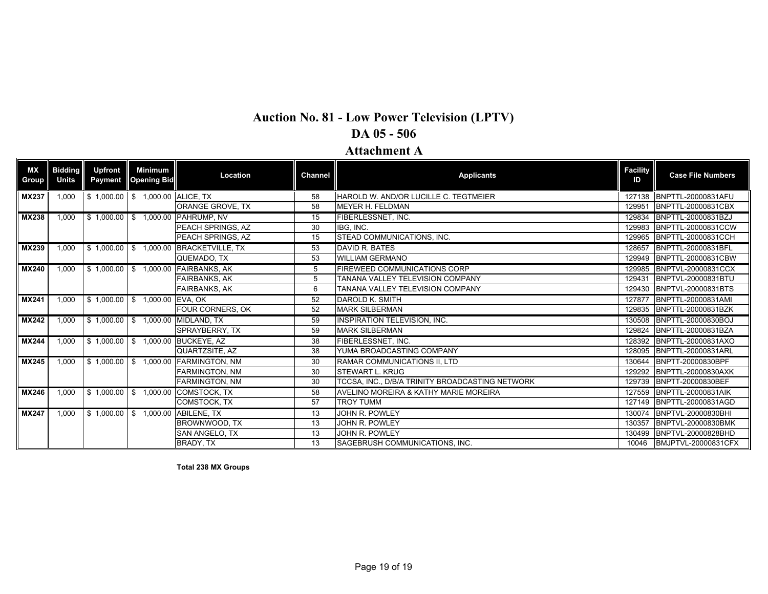# Auction No. 81 - Low Power Television (LPTV)

## DA 05 - 506

## Attachment A

| MX Group | Bidding Units | Upfront Payment | Minimum Opening Bid | Location | Channel | Applicants | Facility ID | Case File Numbers |
|---|---|---|---|---|---|---|---|---|
| MX237 | 1,000 | $ 1,000.00 | $ 1,000.00 | ALICE, TX | 58 | HAROLD W. AND/OR LUCILLE C. TEGTMEIER | 127138 | BNPTTL-20000831AFU |
| | | | | ORANGE GROVE, TX | 58 | MEYER H. FELDMAN | 129951 | BNPTTL-20000831CBX |
| MX238 | 1,000 | $ 1,000.00 | $ 1,000.00 | PAHRUMP, NV | 15 | FIBERLESSNET, INC. | 129834 | BNPTTL-20000831BZJ |
| | | | | PEACH SPRINGS, AZ | 30 | IBG, INC. | 129983 | BNPTTL-20000831CCW |
| | | | | PEACH SPRINGS, AZ | 15 | STEAD COMMUNICATIONS, INC. | 129965 | BNPTTL-20000831CCH |
| MX239 | 1,000 | $ 1,000.00 | $ 1,000.00 | BRACKETVILLE, TX | 53 | DAVID R. BATES | 128657 | BNPTTL-20000831BFL |
| | | | | QUEMADO, TX | 53 | WILLIAM GERMANO | 129949 | BNPTTL-20000831CBW |
| MX240 | 1,000 | $ 1,000.00 | $ 1,000.00 | FAIRBANKS, AK | 5 | FIREWEED COMMUNICATIONS CORP | 129985 | BNPTVL-20000831CCX |
| | | | | FAIRBANKS, AK | 5 | TANANA VALLEY TELEVISION COMPANY | 129431 | BNPTVL-20000831BTU |
| | | | | FAIRBANKS, AK | 6 | TANANA VALLEY TELEVISION COMPANY | 129430 | BNPTVL-20000831BTS |
| MX241 | 1,000 | $ 1,000.00 | $ 1,000.00 | EVA, OK | 52 | DAROLD K. SMITH | 127877 | BNPTTL-20000831AMI |
| | | | | FOUR CORNERS, OK | 52 | MARK SILBERMAN | 129835 | BNPTTL-20000831BZK |
| MX242 | 1,000 | $ 1,000.00 | $ 1,000.00 | MIDLAND, TX | 59 | INSPIRATION TELEVISION, INC. | 130508 | BNPTTL-20000830BOJ |
| | | | | SPRAYBERRY, TX | 59 | MARK SILBERMAN | 129824 | BNPTTL-20000831BZA |
| MX244 | 1,000 | $ 1,000.00 | $ 1,000.00 | BUCKEYE, AZ | 38 | FIBERLESSNET, INC. | 128392 | BNPTTL-20000831AXO |
| | | | | QUARTZSITE, AZ | 38 | YUMA BROADCASTING COMPANY | 128095 | BNPTTL-20000831ARL |
| MX245 | 1,000 | $ 1,000.00 | $ 1,000.00 | FARMINGTON, NM | 30 | RAMAR COMMUNICATIONS II, LTD | 130644 | BNPTT-20000830BPF |
| | | | | FARMINGTON, NM | 30 | STEWART L. KRUG | 129292 | BNPTTL-20000830AXK |
| | | | | FARMINGTON, NM | 30 | TCCSA, INC., D/B/A TRINITY BROADCASTING NETWORK | 129739 | BNPTT-20000830BEF |
| MX246 | 1,000 | $ 1,000.00 | $ 1,000.00 | COMSTOCK, TX | 58 | AVELINO MOREIRA & KATHY MARIE MOREIRA | 127559 | BNPTTL-20000831AIK |
| | | | | COMSTOCK, TX | 57 | TROY TUMM | 127149 | BNPTTL-20000831AGD |
| MX247 | 1,000 | $ 1,000.00 | $ 1,000.00 | ABILENE, TX | 13 | JOHN R. POWLEY | 130074 | BNPTVL-20000830BHI |
| | | | | BROWNWOOD, TX | 13 | JOHN R. POWLEY | 130357 | BNPTVL-20000830BMK |
| | | | | SAN ANGELO, TX | 13 | JOHN R. POWLEY | 130499 | BNPTVL-20000828BHD |
| | | | | BRADY, TX | 13 | SAGEBRUSH COMMUNICATIONS, INC. | 10046 | BMJPTVL-20000831CFX |

**Total 238 MX Groups**